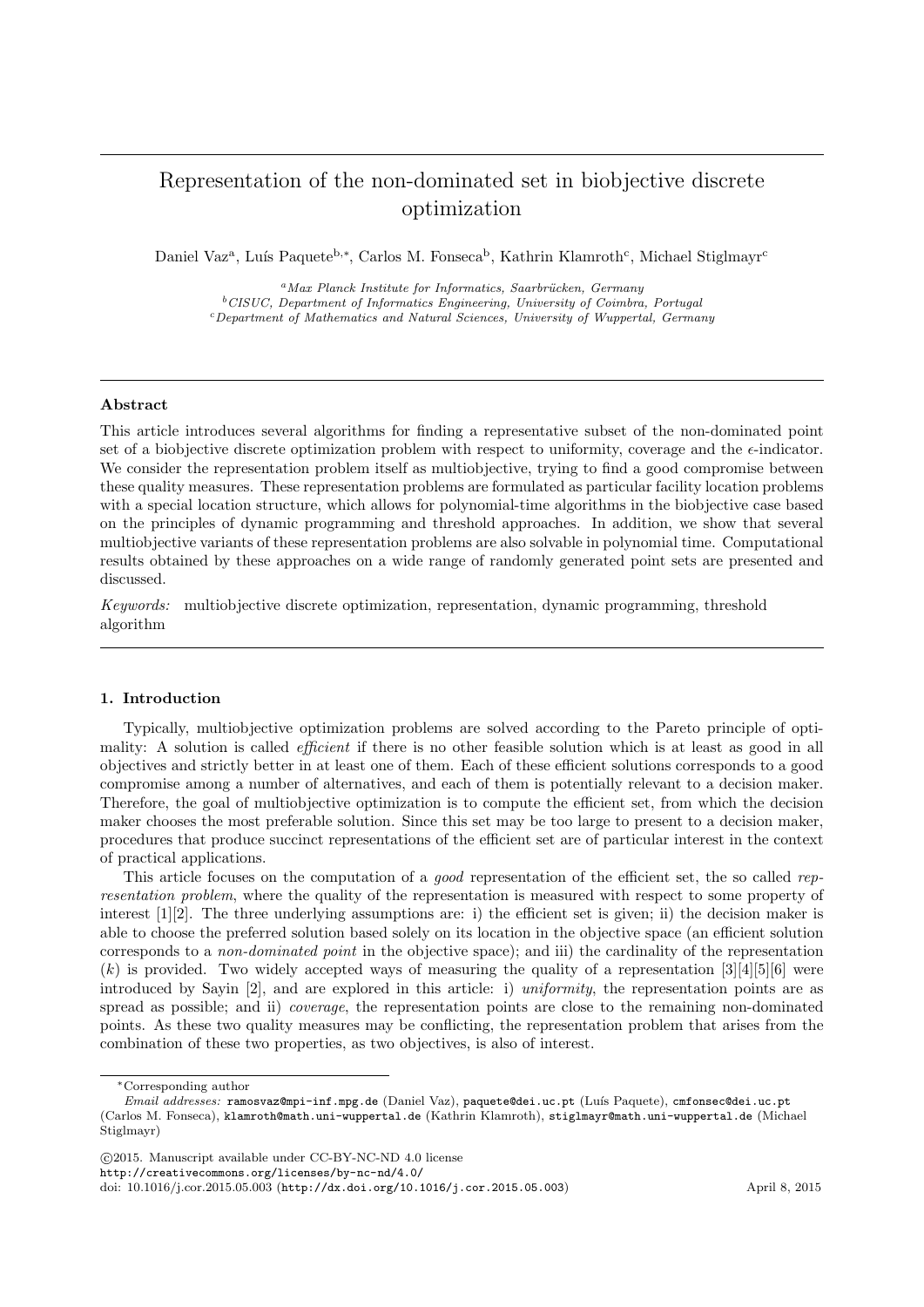# Representation of the non-dominated set in biobjective discrete optimization

Daniel Vaz[a], Luís Paquete[b,*], Carlos M. Fonseca[b], Kathrin Klamroth[c], Michael Stiglmayr[c]

[a] *Max Planck Institute for Informatics, Saarbrücken, Germany*
[b] *CISUC, Department of Informatics Engineering, University of Coimbra, Portugal*
[c] *Department of Mathematics and Natural Sciences, University of Wuppertal, Germany*

## Abstract

This article introduces several algorithms for finding a representative subset of the non-dominated point set of a biobjective discrete optimization problem with respect to uniformity, coverage and the $\epsilon$-indicator. We consider the representation problem itself as multiobjective, trying to find a good compromise between these quality measures. These representation problems are formulated as particular facility location problems with a special location structure, which allows for polynomial-time algorithms in the biobjective case based on the principles of dynamic programming and threshold approaches. In addition, we show that several multiobjective variants of these representation problems are also solvable in polynomial time. Computational results obtained by these approaches on a wide range of randomly generated point sets are presented and discussed.

*Keywords:* multiobjective discrete optimization, representation, dynamic programming, threshold algorithm

## 1. Introduction

Typically, multiobjective optimization problems are solved according to the Pareto principle of optimality: A solution is called *efficient* if there is no other feasible solution which is at least as good in all objectives and strictly better in at least one of them. Each of these efficient solutions corresponds to a good compromise among a number of alternatives, and each of them is potentially relevant to a decision maker. Therefore, the goal of multiobjective optimization is to compute the efficient set, from which the decision maker chooses the most preferable solution. Since this set may be too large to present to a decision maker, procedures that produce succinct representations of the efficient set are of particular interest in the context of practical applications.

This article focuses on the computation of a *good* representation of the efficient set, the so called *representation problem*, where the quality of the representation is measured with respect to some property of interest [1][2]. The three underlying assumptions are: i) the efficient set is given; ii) the decision maker is able to choose the preferred solution based solely on its location in the objective space (an efficient solution corresponds to a *non-dominated point* in the objective space); and iii) the cardinality of the representation ($k$) is provided. Two widely accepted ways of measuring the quality of a representation [3][4][5][6] were introduced by Sayin [2], and are explored in this article: i) *uniformity*, the representation points are as spread as possible; and ii) *coverage*, the representation points are close to the remaining non-dominated points. As these two quality measures may be conflicting, the representation problem that arises from the combination of these two properties, as two objectives, is also of interest.

---

*Corresponding author

*Email addresses:* ramosvaz@mpi-inf.mpg.de (Daniel Vaz), paquete@dei.uc.pt (Luís Paquete), cmfonsec@dei.uc.pt (Carlos M. Fonseca), klamroth@math.uni-wuppertal.de (Kathrin Klamroth), stiglmayr@math.uni-wuppertal.de (Michael Stiglmayr)

©2015. Manuscript available under CC-BY-NC-ND 4.0 license
http://creativecommons.org/licenses/by-nc-nd/4.0/
doi: 10.1016/j.cor.2015.05.003 (http://dx.doi.org/10.1016/j.cor.2015.05.003)

April 8, 2015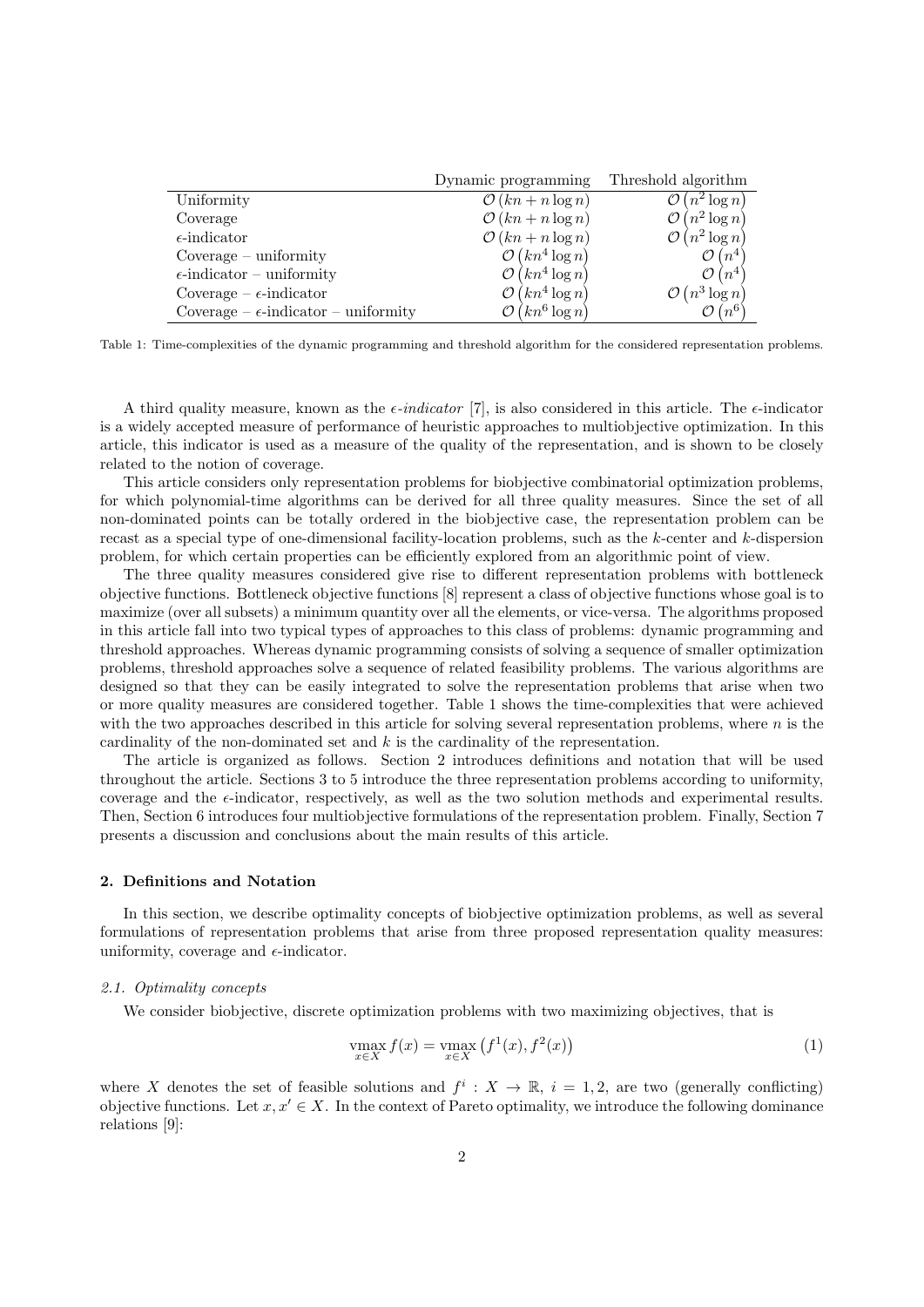| | Dynamic programming | Threshold algorithm |
|---|---|---|
| Uniformity | $\mathcal{O}(kn + n\log n)$ | $\mathcal{O}(n^2 \log n)$ |
| Coverage | $\mathcal{O}(kn + n\log n)$ | $\mathcal{O}(n^2 \log n)$ |
| $\epsilon$-indicator | $\mathcal{O}(kn + n\log n)$ | $\mathcal{O}(n^2 \log n)$ |
| Coverage – uniformity | $\mathcal{O}(kn^4 \log n)$ | $\mathcal{O}(n^4)$ |
| $\epsilon$-indicator – uniformity | $\mathcal{O}(kn^4 \log n)$ | $\mathcal{O}(n^4)$ |
| Coverage – $\epsilon$-indicator | $\mathcal{O}(kn^4 \log n)$ | $\mathcal{O}(n^3 \log n)$ |
| Coverage – $\epsilon$-indicator – uniformity | $\mathcal{O}(kn^6 \log n)$ | $\mathcal{O}(n^6)$ |

Table 1: Time-complexities of the dynamic programming and threshold algorithm for the considered representation problems.

A third quality measure, known as the *$\epsilon$-indicator* [7], is also considered in this article. The $\epsilon$-indicator is a widely accepted measure of performance of heuristic approaches to multiobjective optimization. In this article, this indicator is used as a measure of the quality of the representation, and is shown to be closely related to the notion of coverage.

This article considers only representation problems for biobjective combinatorial optimization problems, for which polynomial-time algorithms can be derived for all three quality measures. Since the set of all non-dominated points can be totally ordered in the biobjective case, the representation problem can be recast as a special type of one-dimensional facility-location problems, such as the $k$-center and $k$-dispersion problem, for which certain properties can be efficiently explored from an algorithmic point of view.

The three quality measures considered give rise to different representation problems with bottleneck objective functions. Bottleneck objective functions [8] represent a class of objective functions whose goal is to maximize (over all subsets) a minimum quantity over all the elements, or vice-versa. The algorithms proposed in this article fall into two typical types of approaches to this class of problems: dynamic programming and threshold approaches. Whereas dynamic programming consists of solving a sequence of smaller optimization problems, threshold approaches solve a sequence of related feasibility problems. The various algorithms are designed so that they can be easily integrated to solve the representation problems that arise when two or more quality measures are considered together. Table 1 shows the time-complexities that were achieved with the two approaches described in this article for solving several representation problems, where $n$ is the cardinality of the non-dominated set and $k$ is the cardinality of the representation.

The article is organized as follows. Section 2 introduces definitions and notation that will be used throughout the article. Sections 3 to 5 introduce the three representation problems according to uniformity, coverage and the $\epsilon$-indicator, respectively, as well as the two solution methods and experimental results. Then, Section 6 introduces four multiobjective formulations of the representation problem. Finally, Section 7 presents a discussion and conclusions about the main results of this article.

## 2. Definitions and Notation

In this section, we describe optimality concepts of biobjective optimization problems, as well as several formulations of representation problems that arise from three proposed representation quality measures: uniformity, coverage and $\epsilon$-indicator.

### 2.1. Optimality concepts

We consider biobjective, discrete optimization problems with two maximizing objectives, that is

$$\underset{x \in X}{\text{vmax}}\, f(x) = \underset{x \in X}{\text{vmax}} \left(f^1(x), f^2(x)\right) \tag{1}$$

where $X$ denotes the set of feasible solutions and $f^i : X \to \mathbb{R}$, $i = 1, 2$, are two (generally conflicting) objective functions. Let $x, x' \in X$. In the context of Pareto optimality, we introduce the following dominance relations [9]: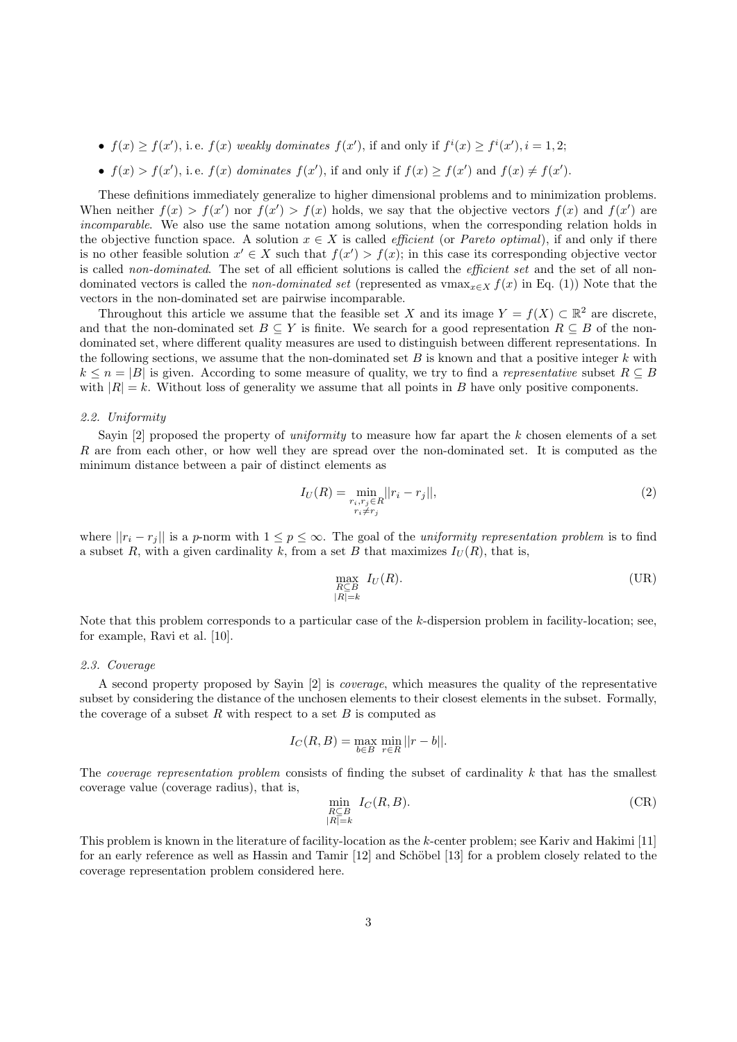- $f(x) \geqq f(x')$, i. e. $f(x)$ *weakly dominates* $f(x')$, if and only if $f^i(x) \geqq f^i(x'), i = 1, 2$;
- $f(x) > f(x')$, i. e. $f(x)$ *dominates* $f(x')$, if and only if $f(x) \geqq f(x')$ and $f(x) \neq f(x')$.

These definitions immediately generalize to higher dimensional problems and to minimization problems. When neither $f(x) > f(x')$ nor $f(x') > f(x)$ holds, we say that the objective vectors $f(x)$ and $f(x')$ are *incomparable*. We also use the same notation among solutions, when the corresponding relation holds in the objective function space. A solution $x \in X$ is called *efficient* (or *Pareto optimal*), if and only if there is no other feasible solution $x' \in X$ such that $f(x') > f(x)$; in this case its corresponding objective vector is called *non-dominated*. The set of all efficient solutions is called the *efficient set* and the set of all non-dominated vectors is called the *non-dominated set* (represented as $\text{vmax}_{x \in X} f(x)$ in Eq. (1)) Note that the vectors in the non-dominated set are pairwise incomparable.

Throughout this article we assume that the feasible set $X$ and its image $Y = f(X) \subset \mathbb{R}^2$ are discrete, and that the non-dominated set $B \subseteq Y$ is finite. We search for a good representation $R \subseteq B$ of the non-dominated set, where different quality measures are used to distinguish between different representations. In the following sections, we assume that the non-dominated set $B$ is known and that a positive integer $k$ with $k \leq n = |B|$ is given. According to some measure of quality, we try to find a *representative* subset $R \subseteq B$ with $|R| = k$. Without loss of generality we assume that all points in $B$ have only positive components.

### 2.2. Uniformity

Sayin [2] proposed the property of *uniformity* to measure how far apart the $k$ chosen elements of a set $R$ are from each other, or how well they are spread over the non-dominated set. It is computed as the minimum distance between a pair of distinct elements as

$$I_U(R) = \min_{\substack{r_i, r_j \in R \\ r_i \neq r_j}} ||r_i - r_j||, \tag{2}$$

where $||r_i - r_j||$ is a $p$-norm with $1 \leq p \leq \infty$. The goal of the *uniformity representation problem* is to find a subset $R$, with a given cardinality $k$, from a set $B$ that maximizes $I_U(R)$, that is,

$$\max_{\substack{R \subseteq B \\ |R| = k}} \; I_U(R). \tag{UR}$$

Note that this problem corresponds to a particular case of the $k$-dispersion problem in facility-location; see, for example, Ravi et al. [10].

### 2.3. Coverage

A second property proposed by Sayin [2] is *coverage*, which measures the quality of the representative subset by considering the distance of the unchosen elements to their closest elements in the subset. Formally, the coverage of a subset $R$ with respect to a set $B$ is computed as

$$I_C(R, B) = \max_{b \in B} \; \min_{r \in R} ||r - b||.$$

The *coverage representation problem* consists of finding the subset of cardinality $k$ that has the smallest coverage value (coverage radius), that is,

$$\min_{\substack{R \subseteq B \\ |R| = k}} \; I_C(R, B). \tag{CR}$$

This problem is known in the literature of facility-location as the $k$-center problem; see Kariv and Hakimi [11] for an early reference as well as Hassin and Tamir [12] and Schöbel [13] for a problem closely related to the coverage representation problem considered here.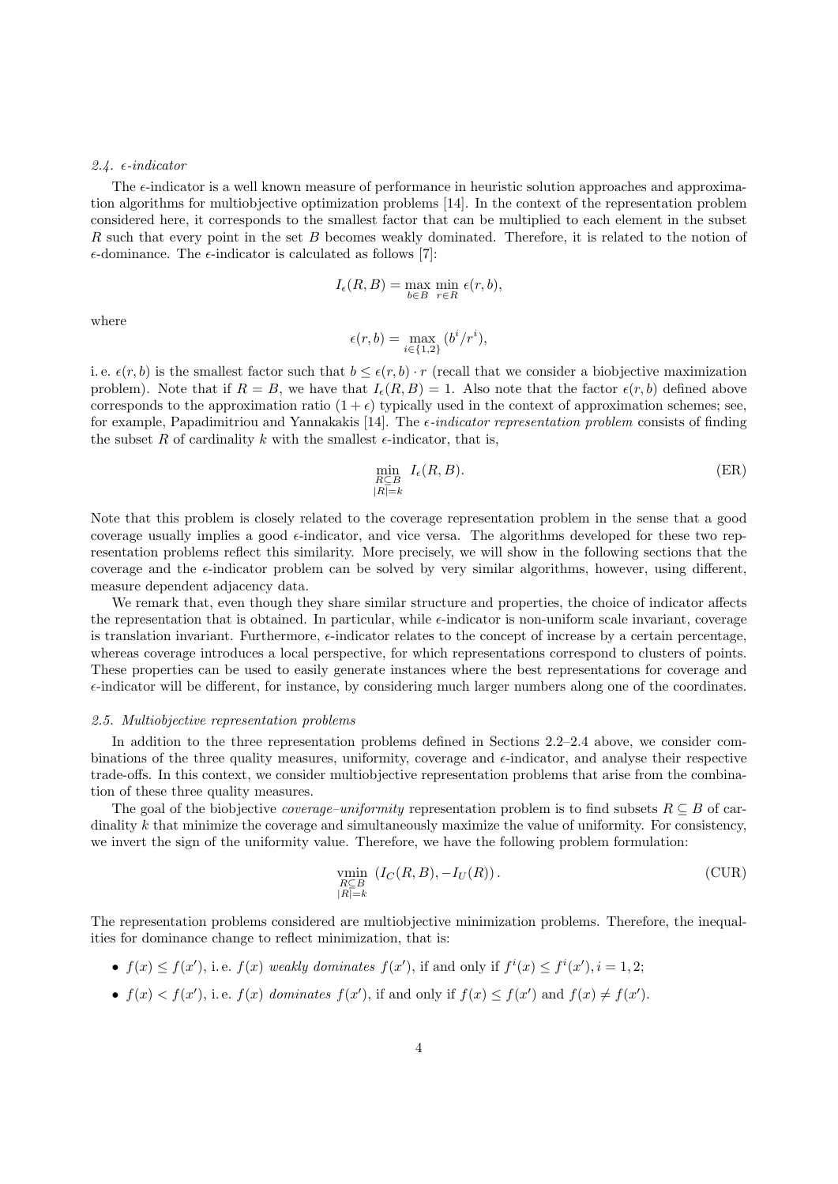### 2.4. $\epsilon$-indicator

The $\epsilon$-indicator is a well known measure of performance in heuristic solution approaches and approximation algorithms for multiobjective optimization problems [14]. In the context of the representation problem considered here, it corresponds to the smallest factor that can be multiplied to each element in the subset $R$ such that every point in the set $B$ becomes weakly dominated. Therefore, it is related to the notion of $\epsilon$-dominance. The $\epsilon$-indicator is calculated as follows [7]:

$$I_\epsilon(R, B) = \max_{b \in B} \min_{r \in R} \epsilon(r, b),$$

where

$$\epsilon(r, b) = \max_{i \in \{1,2\}} (b^i / r^i),$$

i. e. $\epsilon(r, b)$ is the smallest factor such that $b \leq \epsilon(r, b) \cdot r$ (recall that we consider a biobjective maximization problem). Note that if $R = B$, we have that $I_\epsilon(R, B) = 1$. Also note that the factor $\epsilon(r, b)$ defined above corresponds to the approximation ratio $(1 + \epsilon)$ typically used in the context of approximation schemes; see, for example, Papadimitriou and Yannakakis [14]. The *$\epsilon$-indicator representation problem* consists of finding the subset $R$ of cardinality $k$ with the smallest $\epsilon$-indicator, that is,

$$\min_{\substack{R \subseteq B \\ |R| = k}} I_\epsilon(R, B). \tag{ER}$$

Note that this problem is closely related to the coverage representation problem in the sense that a good coverage usually implies a good $\epsilon$-indicator, and vice versa. The algorithms developed for these two representation problems reflect this similarity. More precisely, we will show in the following sections that the coverage and the $\epsilon$-indicator problem can be solved by very similar algorithms, however, using different, measure dependent adjacency data.

We remark that, even though they share similar structure and properties, the choice of indicator affects the representation that is obtained. In particular, while $\epsilon$-indicator is non-uniform scale invariant, coverage is translation invariant. Furthermore, $\epsilon$-indicator relates to the concept of increase by a certain percentage, whereas coverage introduces a local perspective, for which representations correspond to clusters of points. These properties can be used to easily generate instances where the best representations for coverage and $\epsilon$-indicator will be different, for instance, by considering much larger numbers along one of the coordinates.

### 2.5. Multiobjective representation problems

In addition to the three representation problems defined in Sections 2.2–2.4 above, we consider combinations of the three quality measures, uniformity, coverage and $\epsilon$-indicator, and analyse their respective trade-offs. In this context, we consider multiobjective representation problems that arise from the combination of these three quality measures.

The goal of the biobjective *coverage–uniformity* representation problem is to find subsets $R \subseteq B$ of cardinality $k$ that minimize the coverage and simultaneously maximize the value of uniformity. For consistency, we invert the sign of the uniformity value. Therefore, we have the following problem formulation:

$$\operatorname*{vmin}_{\substack{R \subseteq B \\ |R| = k}} \left(I_C(R, B), -I_U(R)\right). \tag{CUR}$$

The representation problems considered are multiobjective minimization problems. Therefore, the inequalities for dominance change to reflect minimization, that is:

- $f(x) \leqq f(x')$, i. e. $f(x)$ *weakly dominates* $f(x')$, if and only if $f^i(x) \leq f^i(x'), i = 1, 2$;
- $f(x) < f(x')$, i. e. $f(x)$ *dominates* $f(x')$, if and only if $f(x) \leqq f(x')$ and $f(x) \neq f(x')$.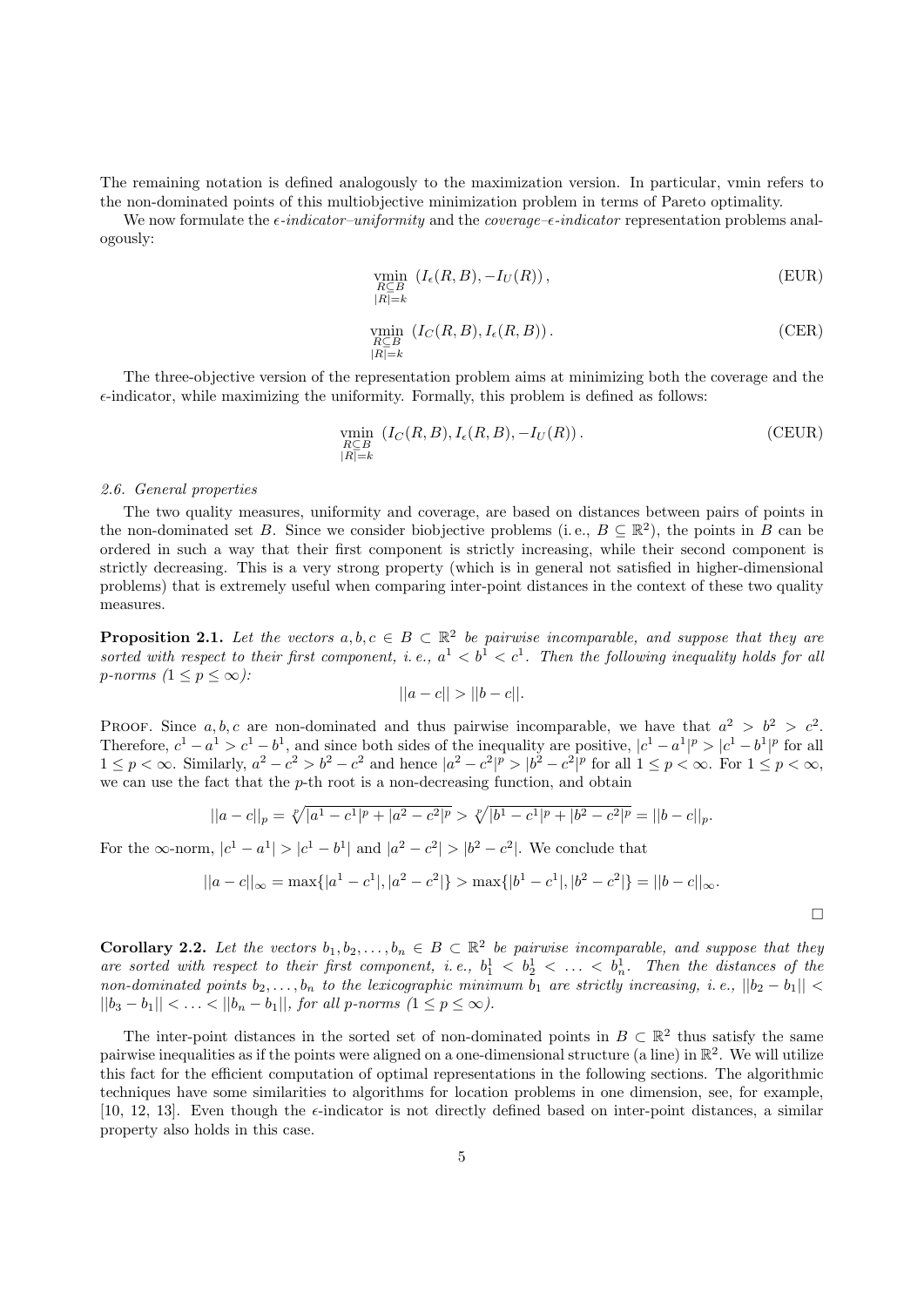The remaining notation is defined analogously to the maximization version. In particular, vmin refers to the non-dominated points of this multiobjective minimization problem in terms of Pareto optimality.

We now formulate the *ϵ-indicator–uniformity* and the *coverage–ϵ-indicator* representation problems analogously:

$$\operatorname*{vmin}_{\substack{R\subseteq B\\|R|=k}} \; \left(I_\epsilon(R,B), -I_U(R)\right), \tag{EUR}$$

$$\operatorname*{vmin}_{\substack{R\subseteq B\\|R|=k}} \; \left(I_C(R,B), I_\epsilon(R,B)\right). \tag{CER}$$

The three-objective version of the representation problem aims at minimizing both the coverage and the $\epsilon$-indicator, while maximizing the uniformity. Formally, this problem is defined as follows:

$$\operatorname*{vmin}_{\substack{R\subseteq B\\|R|=k}} \; \left(I_C(R,B), I_\epsilon(R,B), -I_U(R)\right). \tag{CEUR}$$

### *2.6. General properties*

The two quality measures, uniformity and coverage, are based on distances between pairs of points in the non-dominated set $B$. Since we consider biobjective problems (i. e., $B \subseteq \mathbb{R}^2$), the points in $B$ can be ordered in such a way that their first component is strictly increasing, while their second component is strictly decreasing. This is a very strong property (which is in general not satisfied in higher-dimensional problems) that is extremely useful when comparing inter-point distances in the context of these two quality measures.

**Proposition 2.1.** *Let the vectors $a, b, c \in B \subset \mathbb{R}^2$ be pairwise incomparable, and suppose that they are sorted with respect to their first component, i. e., $a^1 < b^1 < c^1$. Then the following inequality holds for all p-norms ($1 \le p \le \infty$):*

$$||a - c|| > ||b - c||.$$

Proof. Since $a, b, c$ are non-dominated and thus pairwise incomparable, we have that $a^2 > b^2 > c^2$. Therefore, $c^1 - a^1 > c^1 - b^1$, and since both sides of the inequality are positive, $|c^1 - a^1|^p > |c^1 - b^1|^p$ for all $1 \le p < \infty$. Similarly, $a^2 - c^2 > b^2 - c^2$ and hence $|a^2 - c^2|^p > |b^2 - c^2|^p$ for all $1 \le p < \infty$. For $1 \le p < \infty$, we can use the fact that the $p$-th root is a non-decreasing function, and obtain

$$||a - c||_p = \sqrt[p]{|a^1 - c^1|^p + |a^2 - c^2|^p} > \sqrt[p]{|b^1 - c^1|^p + |b^2 - c^2|^p} = ||b - c||_p.$$

For the $\infty$-norm, $|c^1 - a^1| > |c^1 - b^1|$ and $|a^2 - c^2| > |b^2 - c^2|$. We conclude that

$$||a - c||_\infty = \max\{|a^1 - c^1|, |a^2 - c^2|\} > \max\{|b^1 - c^1|, |b^2 - c^2|\} = ||b - c||_\infty.$$

□

**Corollary 2.2.** *Let the vectors $b_1, b_2, \ldots, b_n \in B \subset \mathbb{R}^2$ be pairwise incomparable, and suppose that they are sorted with respect to their first component, i. e., $b_1^1 < b_2^1 < \ldots < b_n^1$. Then the distances of the non-dominated points $b_2, \ldots, b_n$ to the lexicographic minimum $b_1$ are strictly increasing, i. e., $||b_2 - b_1|| < ||b_3 - b_1|| < \ldots < ||b_n - b_1||$, for all p-norms ($1 \le p \le \infty$).*

The inter-point distances in the sorted set of non-dominated points in $B \subset \mathbb{R}^2$ thus satisfy the same pairwise inequalities as if the points were aligned on a one-dimensional structure (a line) in $\mathbb{R}^2$. We will utilize this fact for the efficient computation of optimal representations in the following sections. The algorithmic techniques have some similarities to algorithms for location problems in one dimension, see, for example, [10, 12, 13]. Even though the $\epsilon$-indicator is not directly defined based on inter-point distances, a similar property also holds in this case.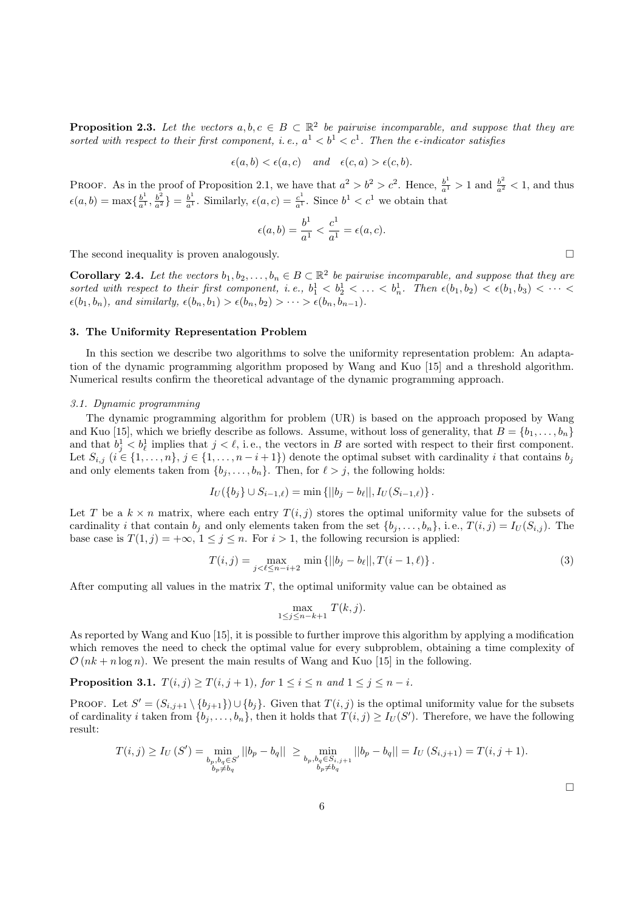**Proposition 2.3.** *Let the vectors $a, b, c \in B \subset \mathbb{R}^2$ be pairwise incomparable, and suppose that they are sorted with respect to their first component, i. e., $a^1 < b^1 < c^1$. Then the $\epsilon$-indicator satisfies*

$$\epsilon(a, b) < \epsilon(a, c) \quad \textit{and} \quad \epsilon(c, a) > \epsilon(c, b).$$

Proof. As in the proof of Proposition 2.1, we have that $a^2 > b^2 > c^2$. Hence, $\frac{b^1}{a^1} > 1$ and $\frac{b^2}{a^2} < 1$, and thus $\epsilon(a, b) = \max\{\frac{b^1}{a^1}, \frac{b^2}{a^2}\} = \frac{b^1}{a^1}$. Similarly, $\epsilon(a, c) = \frac{c^1}{a^1}$. Since $b^1 < c^1$ we obtain that

$$\epsilon(a, b) = \frac{b^1}{a^1} < \frac{c^1}{a^1} = \epsilon(a, c).$$

The second inequality is proven analogously. □

**Corollary 2.4.** *Let the vectors $b_1, b_2, \ldots, b_n \in B \subset \mathbb{R}^2$ be pairwise incomparable, and suppose that they are sorted with respect to their first component, i. e., $b_1^1 < b_2^1 < \ldots < b_n^1$. Then $\epsilon(b_1, b_2) < \epsilon(b_1, b_3) < \cdots < \epsilon(b_1, b_n)$, and similarly, $\epsilon(b_n, b_1) > \epsilon(b_n, b_2) > \cdots > \epsilon(b_n, b_{n-1})$.*

### 3. The Uniformity Representation Problem

In this section we describe two algorithms to solve the uniformity representation problem: An adaptation of the dynamic programming algorithm proposed by Wang and Kuo [15] and a threshold algorithm. Numerical results confirm the theoretical advantage of the dynamic programming approach.

#### *3.1. Dynamic programming*

The dynamic programming algorithm for problem (UR) is based on the approach proposed by Wang and Kuo [15], which we briefly describe as follows. Assume, without loss of generality, that $B = \{b_1, \ldots, b_n\}$ and that $b_j^1 < b_\ell^1$ implies that $j < \ell$, i. e., the vectors in $B$ are sorted with respect to their first component. Let $S_{i,j}$ ($i \in \{1, \ldots, n\}$, $j \in \{1, \ldots, n-i+1\}$) denote the optimal subset with cardinality $i$ that contains $b_j$ and only elements taken from $\{b_j, \ldots, b_n\}$. Then, for $\ell > j$, the following holds:

$$I_U(\{b_j\} \cup S_{i-1,\ell}) = \min\{||b_j - b_\ell||, I_U(S_{i-1,\ell})\}.$$

Let $T$ be a $k \times n$ matrix, where each entry $T(i, j)$ stores the optimal uniformity value for the subsets of cardinality $i$ that contain $b_j$ and only elements taken from the set $\{b_j, \ldots, b_n\}$, i. e., $T(i, j) = I_U(S_{i,j})$. The base case is $T(1, j) = +\infty$, $1 \leq j \leq n$. For $i > 1$, the following recursion is applied:

$$T(i, j) = \max_{j < \ell \leq n-i+2} \min\{||b_j - b_\ell||, T(i-1, \ell)\}. \tag{3}$$

After computing all values in the matrix $T$, the optimal uniformity value can be obtained as

$$\max_{1 \leq j \leq n-k+1} T(k, j).$$

As reported by Wang and Kuo [15], it is possible to further improve this algorithm by applying a modification which removes the need to check the optimal value for every subproblem, obtaining a time complexity of $\mathcal{O}(nk + n \log n)$. We present the main results of Wang and Kuo [15] in the following.

**Proposition 3.1.** $T(i, j) \geq T(i, j+1)$, *for $1 \leq i \leq n$ and $1 \leq j \leq n - i$.*

Proof. Let $S' = (S_{i,j+1} \setminus \{b_{j+1}\}) \cup \{b_j\}$. Given that $T(i, j)$ is the optimal uniformity value for the subsets of cardinality $i$ taken from $\{b_j, \ldots, b_n\}$, then it holds that $T(i, j) \geq I_U(S')$. Therefore, we have the following result:

$$T(i, j) \geq I_U(S') = \min_{\substack{b_p, b_q \in S' \\ b_p \neq b_q}} ||b_p - b_q|| \geq \min_{\substack{b_p, b_q \in S_{i,j+1} \\ b_p \neq b_q}} ||b_p - b_q|| = I_U(S_{i,j+1}) = T(i, j+1).$$

□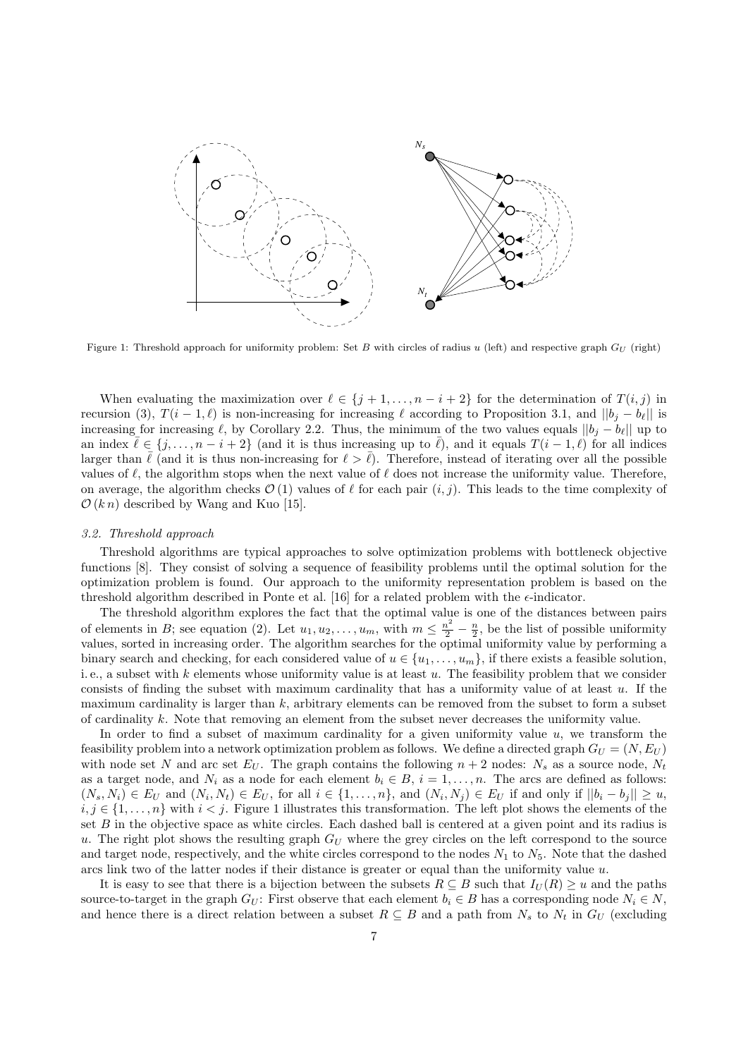Figure 1: Threshold approach for uniformity problem: Set $B$ with circles of radius $u$ (left) and respective graph $G_U$ (right)

When evaluating the maximization over $\ell \in \{j+1, \ldots, n-i+2\}$ for the determination of $T(i,j)$ in recursion (3), $T(i-1,\ell)$ is non-increasing for increasing $\ell$ according to Proposition 3.1, and $||b_j - b_\ell||$ is increasing for increasing $\ell$, by Corollary 2.2. Thus, the minimum of the two values equals $||b_j - b_\ell||$ up to an index $\bar{\ell} \in \{j, \ldots, n-i+2\}$ (and it is thus increasing up to $\bar{\ell}$), and it equals $T(i-1,\ell)$ for all indices larger than $\bar{\ell}$ (and it is thus non-increasing for $\ell > \bar{\ell}$). Therefore, instead of iterating over all the possible values of $\ell$, the algorithm stops when the next value of $\ell$ does not increase the uniformity value. Therefore, on average, the algorithm checks $\mathcal{O}(1)$ values of $\ell$ for each pair $(i,j)$. This leads to the time complexity of $\mathcal{O}(k\,n)$ described by Wang and Kuo [15].

### *3.2. Threshold approach*

Threshold algorithms are typical approaches to solve optimization problems with bottleneck objective functions [8]. They consist of solving a sequence of feasibility problems until the optimal solution for the optimization problem is found. Our approach to the uniformity representation problem is based on the threshold algorithm described in Ponte et al. [16] for a related problem with the $\epsilon$-indicator.

The threshold algorithm explores the fact that the optimal value is one of the distances between pairs of elements in $B$; see equation (2). Let $u_1, u_2, \ldots, u_m$, with $m \leq \frac{n^2}{2} - \frac{n}{2}$, be the list of possible uniformity values, sorted in increasing order. The algorithm searches for the optimal uniformity value by performing a binary search and checking, for each considered value of $u \in \{u_1, \ldots, u_m\}$, if there exists a feasible solution, i. e., a subset with $k$ elements whose uniformity value is at least $u$. The feasibility problem that we consider consists of finding the subset with maximum cardinality that has a uniformity value of at least $u$. If the maximum cardinality is larger than $k$, arbitrary elements can be removed from the subset to form a subset of cardinality $k$. Note that removing an element from the subset never decreases the uniformity value.

In order to find a subset of maximum cardinality for a given uniformity value $u$, we transform the feasibility problem into a network optimization problem as follows. We define a directed graph $G_U = (N, E_U)$ with node set $N$ and arc set $E_U$. The graph contains the following $n+2$ nodes: $N_s$ as a source node, $N_t$ as a target node, and $N_i$ as a node for each element $b_i \in B$, $i = 1, \ldots, n$. The arcs are defined as follows: $(N_s, N_i) \in E_U$ and $(N_i, N_t) \in E_U$, for all $i \in \{1, \ldots, n\}$, and $(N_i, N_j) \in E_U$ if and only if $||b_i - b_j|| \geq u$, $i, j \in \{1, \ldots, n\}$ with $i < j$. Figure 1 illustrates this transformation. The left plot shows the elements of the set $B$ in the objective space as white circles. Each dashed ball is centered at a given point and its radius is $u$. The right plot shows the resulting graph $G_U$ where the grey circles on the left correspond to the source and target node, respectively, and the white circles correspond to the nodes $N_1$ to $N_5$. Note that the dashed arcs link two of the latter nodes if their distance is greater or equal than the uniformity value $u$.

It is easy to see that there is a bijection between the subsets $R \subseteq B$ such that $I_U(R) \geq u$ and the paths source-to-target in the graph $G_U$: First observe that each element $b_i \in B$ has a corresponding node $N_i \in N$, and hence there is a direct relation between a subset $R \subseteq B$ and a path from $N_s$ to $N_t$ in $G_U$ (excluding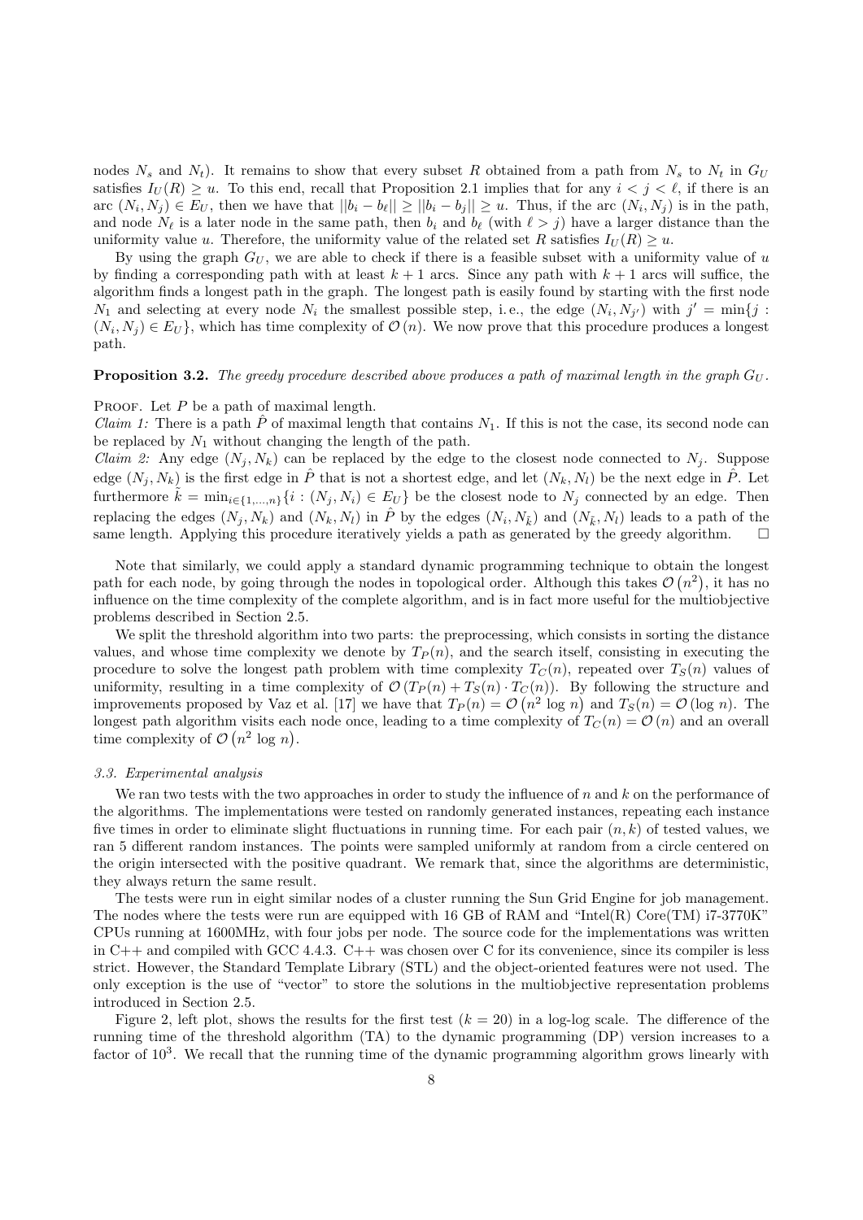nodes $N_s$ and $N_t$). It remains to show that every subset $R$ obtained from a path from $N_s$ to $N_t$ in $G_U$ satisfies $I_U(R) \geq u$. To this end, recall that Proposition 2.1 implies that for any $i < j < \ell$, if there is an arc $(N_i, N_j) \in E_U$, then we have that $||b_i - b_\ell|| \geq ||b_i - b_j|| \geq u$. Thus, if the arc $(N_i, N_j)$ is in the path, and node $N_\ell$ is a later node in the same path, then $b_i$ and $b_\ell$ (with $\ell > j$) have a larger distance than the uniformity value $u$. Therefore, the uniformity value of the related set $R$ satisfies $I_U(R) \geq u$.

By using the graph $G_U$, we are able to check if there is a feasible subset with a uniformity value of $u$ by finding a corresponding path with at least $k+1$ arcs. Since any path with $k+1$ arcs will suffice, the algorithm finds a longest path in the graph. The longest path is easily found by starting with the first node $N_1$ and selecting at every node $N_i$ the smallest possible step, i. e., the edge $(N_i, N_{j'})$ with $j' = \min\{j : (N_i, N_j) \in E_U\}$, which has time complexity of $\mathcal{O}(n)$. We now prove that this procedure produces a longest path.

**Proposition 3.2.** *The greedy procedure described above produces a path of maximal length in the graph $G_U$.*

Proof. Let $P$ be a path of maximal length.
*Claim 1:* There is a path $\hat{P}$ of maximal length that contains $N_1$. If this is not the case, its second node can be replaced by $N_1$ without changing the length of the path.
*Claim 2:* Any edge $(N_j, N_k)$ can be replaced by the edge to the closest node connected to $N_j$. Suppose edge $(N_j, N_k)$ is the first edge in $\hat{P}$ that is not a shortest edge, and let $(N_k, N_l)$ be the next edge in $\hat{P}$. Let furthermore $\tilde{k} = \min_{i\in\{1,\ldots,n\}}\{i : (N_j, N_i) \in E_U\}$ be the closest node to $N_j$ connected by an edge. Then replacing the edges $(N_j, N_k)$ and $(N_k, N_l)$ in $\hat{P}$ by the edges $(N_i, N_{\tilde{k}})$ and $(N_{\tilde{k}}, N_l)$ leads to a path of the same length. Applying this procedure iteratively yields a path as generated by the greedy algorithm. □

Note that similarly, we could apply a standard dynamic programming technique to obtain the longest path for each node, by going through the nodes in topological order. Although this takes $\mathcal{O}(n^2)$, it has no influence on the time complexity of the complete algorithm, and is in fact more useful for the multiobjective problems described in Section 2.5.

We split the threshold algorithm into two parts: the preprocessing, which consists in sorting the distance values, and whose time complexity we denote by $T_P(n)$, and the search itself, consisting in executing the procedure to solve the longest path problem with time complexity $T_C(n)$, repeated over $T_S(n)$ values of uniformity, resulting in a time complexity of $\mathcal{O}(T_P(n) + T_S(n) \cdot T_C(n))$. By following the structure and improvements proposed by Vaz et al. [17] we have that $T_P(n) = \mathcal{O}(n^2 \log n)$ and $T_S(n) = \mathcal{O}(\log n)$. The longest path algorithm visits each node once, leading to a time complexity of $T_C(n) = \mathcal{O}(n)$ and an overall time complexity of $\mathcal{O}(n^2 \log n)$.

### 3.3. Experimental analysis

We ran two tests with the two approaches in order to study the influence of $n$ and $k$ on the performance of the algorithms. The implementations were tested on randomly generated instances, repeating each instance five times in order to eliminate slight fluctuations in running time. For each pair $(n, k)$ of tested values, we ran 5 different random instances. The points were sampled uniformly at random from a circle centered on the origin intersected with the positive quadrant. We remark that, since the algorithms are deterministic, they always return the same result.

The tests were run in eight similar nodes of a cluster running the Sun Grid Engine for job management. The nodes where the tests were run are equipped with 16 GB of RAM and "Intel(R) Core(TM) i7-3770K" CPUs running at 1600MHz, with four jobs per node. The source code for the implementations was written in C++ and compiled with GCC 4.4.3. C++ was chosen over C for its convenience, since its compiler is less strict. However, the Standard Template Library (STL) and the object-oriented features were not used. The only exception is the use of "vector" to store the solutions in the multiobjective representation problems introduced in Section 2.5.

Figure 2, left plot, shows the results for the first test ($k = 20$) in a log-log scale. The difference of the running time of the threshold algorithm (TA) to the dynamic programming (DP) version increases to a factor of $10^3$. We recall that the running time of the dynamic programming algorithm grows linearly with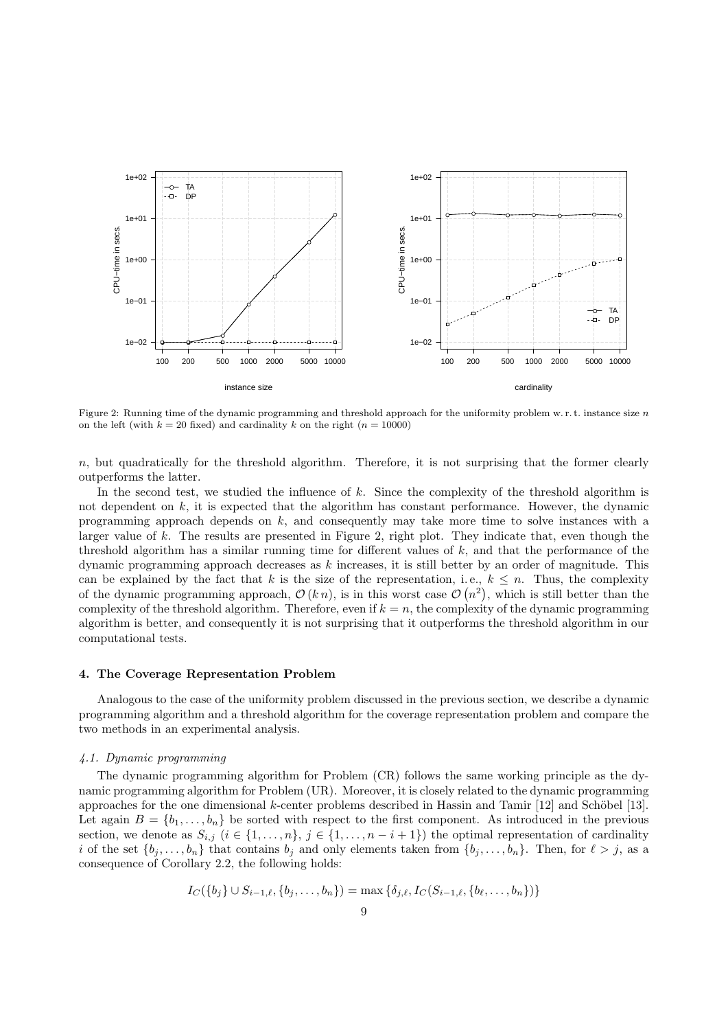Figure 2: Running time of the dynamic programming and threshold approach for the uniformity problem w. r. t. instance size $n$ on the left (with $k = 20$ fixed) and cardinality $k$ on the right ($n = 10000$)

$n$, but quadratically for the threshold algorithm. Therefore, it is not surprising that the former clearly outperforms the latter.

In the second test, we studied the influence of $k$. Since the complexity of the threshold algorithm is not dependent on $k$, it is expected that the algorithm has constant performance. However, the dynamic programming approach depends on $k$, and consequently may take more time to solve instances with a larger value of $k$. The results are presented in Figure 2, right plot. They indicate that, even though the threshold algorithm has a similar running time for different values of $k$, and that the performance of the dynamic programming approach decreases as $k$ increases, it is still better by an order of magnitude. This can be explained by the fact that $k$ is the size of the representation, i. e., $k \leq n$. Thus, the complexity of the dynamic programming approach, $\mathcal{O}(k\,n)$, is in this worst case $\mathcal{O}(n^2)$, which is still better than the complexity of the threshold algorithm. Therefore, even if $k = n$, the complexity of the dynamic programming algorithm is better, and consequently it is not surprising that it outperforms the threshold algorithm in our computational tests.

## 4. The Coverage Representation Problem

Analogous to the case of the uniformity problem discussed in the previous section, we describe a dynamic programming algorithm and a threshold algorithm for the coverage representation problem and compare the two methods in an experimental analysis.

### *4.1. Dynamic programming*

The dynamic programming algorithm for Problem (CR) follows the same working principle as the dynamic programming algorithm for Problem (UR). Moreover, it is closely related to the dynamic programming approaches for the one dimensional $k$-center problems described in Hassin and Tamir [12] and Schöbel [13]. Let again $B = \{b_1, \ldots, b_n\}$ be sorted with respect to the first component. As introduced in the previous section, we denote as $S_{i,j}$ ($i \in \{1, \ldots, n\}$, $j \in \{1, \ldots, n - i + 1\}$) the optimal representation of cardinality $i$ of the set $\{b_j, \ldots, b_n\}$ that contains $b_j$ and only elements taken from $\{b_j, \ldots, b_n\}$. Then, for $\ell > j$, as a consequence of Corollary 2.2, the following holds:

$$I_C(\{b_j\} \cup S_{i-1,\ell}, \{b_j, \ldots, b_n\}) = \max\{\delta_{j,\ell}, I_C(S_{i-1,\ell}, \{b_\ell, \ldots, b_n\})\}$$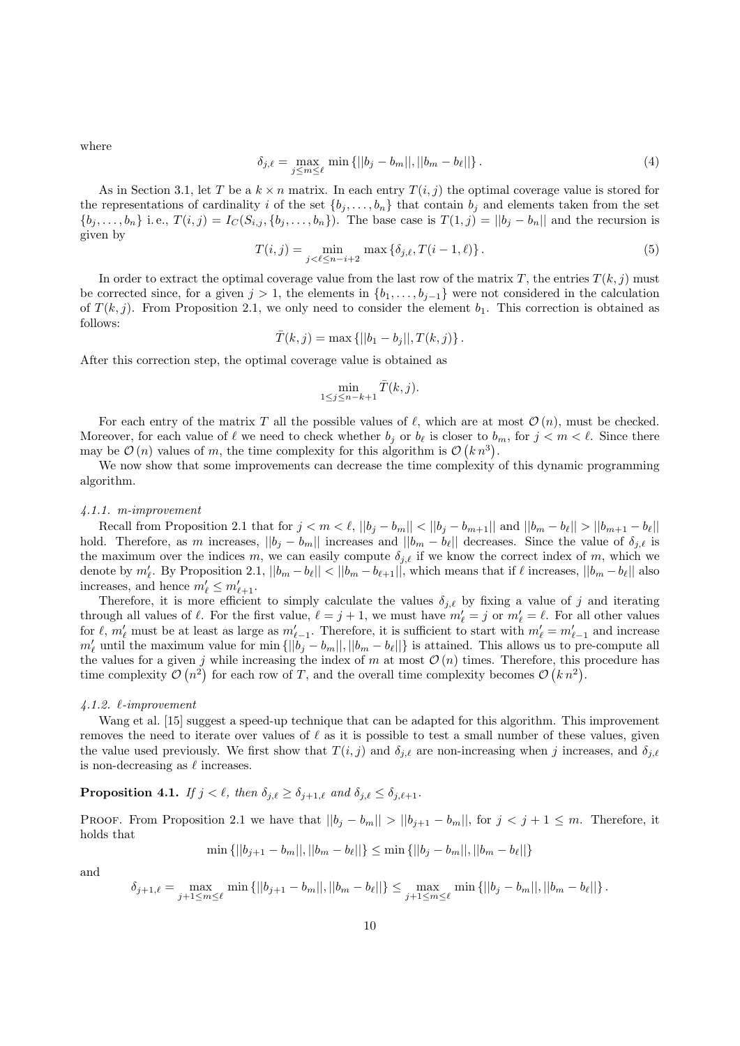where

$$\delta_{j,\ell} = \max_{j \leq m \leq \ell} \min \{||b_j - b_m||, ||b_m - b_\ell||\}. \tag{4}$$

As in Section 3.1, let $T$ be a $k \times n$ matrix. In each entry $T(i,j)$ the optimal coverage value is stored for the representations of cardinality $i$ of the set $\{b_j, \dots, b_n\}$ that contain $b_j$ and elements taken from the set $\{b_j, \dots, b_n\}$ i.e., $T(i,j) = I_C(S_{i,j}, \{b_j, \dots, b_n\})$. The base case is $T(1,j) = ||b_j - b_n||$ and the recursion is given by

$$T(i,j) = \min_{j < \ell \leq n-i+2} \max \{\delta_{j,\ell}, T(i-1,\ell)\}. \tag{5}$$

In order to extract the optimal coverage value from the last row of the matrix $T$, the entries $T(k,j)$ must be corrected since, for a given $j > 1$, the elements in $\{b_1, \dots, b_{j-1}\}$ were not considered in the calculation of $T(k,j)$. From Proposition 2.1, we only need to consider the element $b_1$. This correction is obtained as follows:

$$\bar{T}(k,j) = \max \{||b_1 - b_j||, T(k,j)\}.$$

After this correction step, the optimal coverage value is obtained as

$$\min_{1 \leq j \leq n-k+1} \bar{T}(k,j).$$

For each entry of the matrix $T$ all the possible values of $\ell$, which are at most $\mathcal{O}(n)$, must be checked. Moreover, for each value of $\ell$ we need to check whether $b_j$ or $b_\ell$ is closer to $b_m$, for $j < m < \ell$. Since there may be $\mathcal{O}(n)$ values of $m$, the time complexity for this algorithm is $\mathcal{O}(k\,n^3)$.

We now show that some improvements can decrease the time complexity of this dynamic programming algorithm.

#### *4.1.1. m-improvement*

Recall from Proposition 2.1 that for $j < m < \ell$, $||b_j - b_m|| < ||b_j - b_{m+1}||$ and $||b_m - b_\ell|| > ||b_{m+1} - b_\ell||$ hold. Therefore, as $m$ increases, $||b_j - b_m||$ increases and $||b_m - b_\ell||$ decreases. Since the value of $\delta_{j,\ell}$ is the maximum over the indices $m$, we can easily compute $\delta_{j,\ell}$ if we know the correct index of $m$, which we denote by $m'_\ell$. By Proposition 2.1, $||b_m - b_\ell|| < ||b_m - b_{\ell+1}||$, which means that if $\ell$ increases, $||b_m - b_\ell||$ also increases, and hence $m'_\ell \leq m'_{\ell+1}$.

Therefore, it is more efficient to simply calculate the values $\delta_{j,\ell}$ by fixing a value of $j$ and iterating through all values of $\ell$. For the first value, $\ell = j+1$, we must have $m'_\ell = j$ or $m'_\ell = \ell$. For all other values for $\ell$, $m'_\ell$ must be at least as large as $m'_{\ell-1}$. Therefore, it is sufficient to start with $m'_\ell = m'_{\ell-1}$ and increase $m'_\ell$ until the maximum value for $\min \{||b_j - b_m||, ||b_m - b_\ell||\}$ is attained. This allows us to pre-compute all the values for a given $j$ while increasing the index of $m$ at most $\mathcal{O}(n)$ times. Therefore, this procedure has time complexity $\mathcal{O}(n^2)$ for each row of $T$, and the overall time complexity becomes $\mathcal{O}(k\,n^2)$.

#### *4.1.2. ℓ-improvement*

Wang et al. [15] suggest a speed-up technique that can be adapted for this algorithm. This improvement removes the need to iterate over values of $\ell$ as it is possible to test a small number of these values, given the value used previously. We first show that $T(i,j)$ and $\delta_{j,\ell}$ are non-increasing when $j$ increases, and $\delta_{j,\ell}$ is non-decreasing as $\ell$ increases.

**Proposition 4.1.** *If $j < \ell$, then $\delta_{j,\ell} \geq \delta_{j+1,\ell}$ and $\delta_{j,\ell} \leq \delta_{j,\ell+1}$.*

Proof. From Proposition 2.1 we have that $||b_j - b_m|| > ||b_{j+1} - b_m||$, for $j < j+1 \leq m$. Therefore, it holds that

$$\min \{||b_{j+1} - b_m||, ||b_m - b_\ell||\} \leq \min \{||b_j - b_m||, ||b_m - b_\ell||\}$$

and

$$\delta_{j+1,\ell} = \max_{j+1 \leq m \leq \ell} \min \{||b_{j+1} - b_m||, ||b_m - b_\ell||\} \leq \max_{j+1 \leq m \leq \ell} \min \{||b_j - b_m||, ||b_m - b_\ell||\}.$$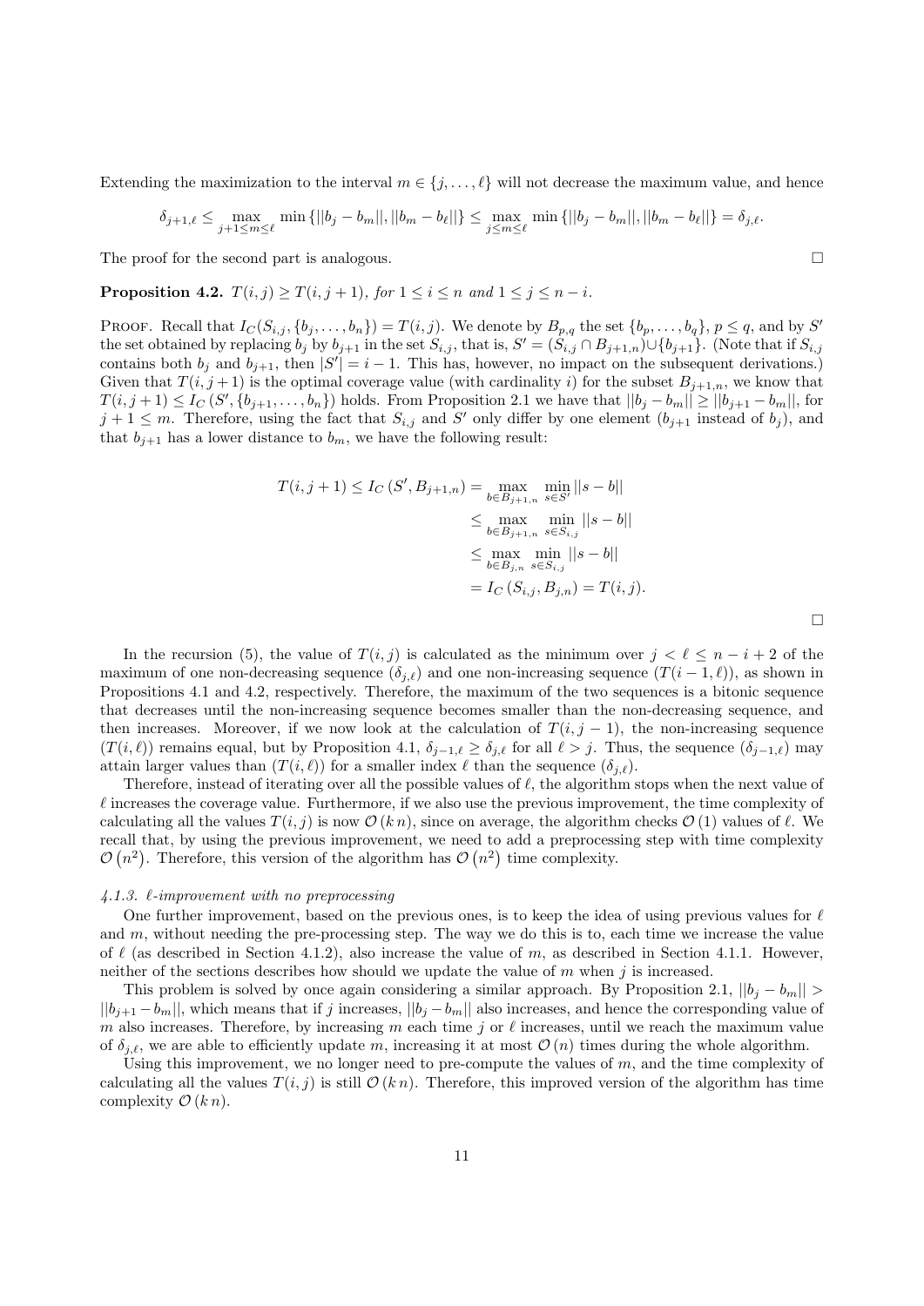Extending the maximization to the interval $m \in \{j, \ldots, \ell\}$ will not decrease the maximum value, and hence

$$\delta_{j+1,\ell} \leq \max_{j+1 \leq m \leq \ell} \min \{||b_j - b_m||, ||b_m - b_\ell||\} \leq \max_{j \leq m \leq \ell} \min \{||b_j - b_m||, ||b_m - b_\ell||\} = \delta_{j,\ell}.$$

The proof for the second part is analogous. □

**Proposition 4.2.** $T(i,j) \geq T(i,j+1)$, *for* $1 \leq i \leq n$ *and* $1 \leq j \leq n-i$.

Proof. Recall that $I_C(S_{i,j}, \{b_j, \ldots, b_n\}) = T(i,j)$. We denote by $B_{p,q}$ the set $\{b_p, \ldots, b_q\}$, $p \leq q$, and by $S'$ the set obtained by replacing $b_j$ by $b_{j+1}$ in the set $S_{i,j}$, that is, $S' = (S_{i,j} \cap B_{j+1,n}) \cup \{b_{j+1}\}$. (Note that if $S_{i,j}$ contains both $b_j$ and $b_{j+1}$, then $|S'| = i-1$. This has, however, no impact on the subsequent derivations.) Given that $T(i,j+1)$ is the optimal coverage value (with cardinality $i$) for the subset $B_{j+1,n}$, we know that $T(i,j+1) \leq I_C(S', \{b_{j+1}, \ldots, b_n\})$ holds. From Proposition 2.1 we have that $||b_j - b_m|| \geq ||b_{j+1} - b_m||$, for $j+1 \leq m$. Therefore, using the fact that $S_{i,j}$ and $S'$ only differ by one element ($b_{j+1}$ instead of $b_j$), and that $b_{j+1}$ has a lower distance to $b_m$, we have the following result:

$$\begin{aligned}
T(i,j+1) \leq I_C(S', B_{j+1,n}) &= \max_{b \in B_{j+1,n}} \min_{s \in S'} ||s - b|| \\
&\leq \max_{b \in B_{j+1,n}} \min_{s \in S_{i,j}} ||s - b|| \\
&\leq \max_{b \in B_{j,n}} \min_{s \in S_{i,j}} ||s - b|| \\
&= I_C(S_{i,j}, B_{j,n}) = T(i,j).
\end{aligned}$$

□

In the recursion (5), the value of $T(i,j)$ is calculated as the minimum over $j < \ell \leq n-i+2$ of the maximum of one non-decreasing sequence ($\delta_{j,\ell}$) and one non-increasing sequence ($T(i-1,\ell)$), as shown in Propositions 4.1 and 4.2, respectively. Therefore, the maximum of the two sequences is a bitonic sequence that decreases until the non-increasing sequence becomes smaller than the non-decreasing sequence, and then increases. Moreover, if we now look at the calculation of $T(i,j-1)$, the non-increasing sequence ($T(i,\ell)$) remains equal, but by Proposition 4.1, $\delta_{j-1,\ell} \geq \delta_{j,\ell}$ for all $\ell > j$. Thus, the sequence ($\delta_{j-1,\ell}$) may attain larger values than ($T(i,\ell)$) for a smaller index $\ell$ than the sequence ($\delta_{j,\ell}$).

Therefore, instead of iterating over all the possible values of $\ell$, the algorithm stops when the next value of $\ell$ increases the coverage value. Furthermore, if we also use the previous improvement, the time complexity of calculating all the values $T(i,j)$ is now $\mathcal{O}(k\,n)$, since on average, the algorithm checks $\mathcal{O}(1)$ values of $\ell$. We recall that, by using the previous improvement, we need to add a preprocessing step with time complexity $\mathcal{O}(n^2)$. Therefore, this version of the algorithm has $\mathcal{O}(n^2)$ time complexity.

#### 4.1.3. $\ell$-improvement with no preprocessing

One further improvement, based on the previous ones, is to keep the idea of using previous values for $\ell$ and $m$, without needing the pre-processing step. The way we do this is to, each time we increase the value of $\ell$ (as described in Section 4.1.2), also increase the value of $m$, as described in Section 4.1.1. However, neither of the sections describes how should we update the value of $m$ when $j$ is increased.

This problem is solved by once again considering a similar approach. By Proposition 2.1, $||b_j - b_m|| > ||b_{j+1} - b_m||$, which means that if $j$ increases, $||b_j - b_m||$ also increases, and hence the corresponding value of $m$ also increases. Therefore, by increasing $m$ each time $j$ or $\ell$ increases, until we reach the maximum value of $\delta_{j,\ell}$, we are able to efficiently update $m$, increasing it at most $\mathcal{O}(n)$ times during the whole algorithm.

Using this improvement, we no longer need to pre-compute the values of $m$, and the time complexity of calculating all the values $T(i,j)$ is still $\mathcal{O}(k\,n)$. Therefore, this improved version of the algorithm has time complexity $\mathcal{O}(k\,n)$.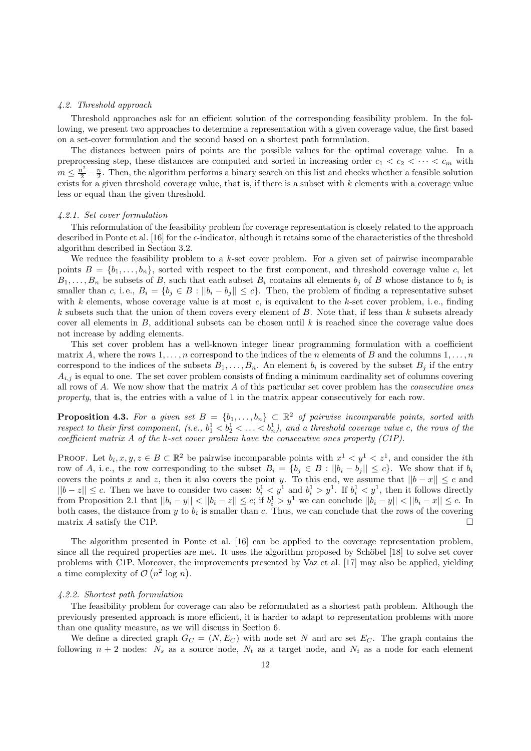### 4.2. Threshold approach

Threshold approaches ask for an efficient solution of the corresponding feasibility problem. In the following, we present two approaches to determine a representation with a given coverage value, the first based on a set-cover formulation and the second based on a shortest path formulation.

The distances between pairs of points are the possible values for the optimal coverage value. In a preprocessing step, these distances are computed and sorted in increasing order $c_1 < c_2 < \cdots < c_m$ with $m \leq \frac{n^2}{2} - \frac{n}{2}$. Then, the algorithm performs a binary search on this list and checks whether a feasible solution exists for a given threshold coverage value, that is, if there is a subset with $k$ elements with a coverage value less or equal than the given threshold.

#### 4.2.1. Set cover formulation

This reformulation of the feasibility problem for coverage representation is closely related to the approach described in Ponte et al. [16] for the $\epsilon$-indicator, although it retains some of the characteristics of the threshold algorithm described in Section 3.2.

We reduce the feasibility problem to a $k$-set cover problem. For a given set of pairwise incomparable points $B = \{b_1, \ldots, b_n\}$, sorted with respect to the first component, and threshold coverage value $c$, let $B_1, \ldots, B_n$ be subsets of $B$, such that each subset $B_i$ contains all elements $b_j$ of $B$ whose distance to $b_i$ is smaller than $c$, i. e., $B_i = \{b_j \in B : ||b_i - b_j|| \leq c\}$. Then, the problem of finding a representative subset with $k$ elements, whose coverage value is at most $c$, is equivalent to the $k$-set cover problem, i. e., finding $k$ subsets such that the union of them covers every element of $B$. Note that, if less than $k$ subsets already cover all elements in $B$, additional subsets can be chosen until $k$ is reached since the coverage value does not increase by adding elements.

This set cover problem has a well-known integer linear programming formulation with a coefficient matrix $A$, where the rows $1, \ldots, n$ correspond to the indices of the $n$ elements of $B$ and the columns $1, \ldots, n$ correspond to the indices of the subsets $B_1, \ldots, B_n$. An element $b_i$ is covered by the subset $B_j$ if the entry $A_{i,j}$ is equal to one. The set cover problem consists of finding a minimum cardinality set of columns covering all rows of $A$. We now show that the matrix $A$ of this particular set cover problem has the *consecutive ones property*, that is, the entries with a value of 1 in the matrix appear consecutively for each row.

**Proposition 4.3.** *For a given set $B = \{b_1, \ldots, b_n\} \subset \mathbb{R}^2$ of pairwise incomparable points, sorted with respect to their first component, (i.e., $b_1^1 < b_2^1 < \ldots < b_n^1$), and a threshold coverage value $c$, the rows of the coefficient matrix $A$ of the $k$-set cover problem have the consecutive ones property (C1P).*

Proof. Let $b_i, x, y, z \in B \subset \mathbb{R}^2$ be pairwise incomparable points with $x^1 < y^1 < z^1$, and consider the $i$th row of $A$, i. e., the row corresponding to the subset $B_i = \{b_j \in B : ||b_i - b_j|| \leq c\}$. We show that if $b_i$ covers the points $x$ and $z$, then it also covers the point $y$. To this end, we assume that $||b - x|| \leq c$ and $||b - z|| \leq c$. Then we have to consider two cases: $b_i^1 < y^1$ and $b_i^1 > y^1$. If $b_i^1 < y^1$, then it follows directly from Proposition 2.1 that $||b_i - y|| < ||b_i - z|| \leq c$; if $b_i^1 > y^1$ we can conclude $||b_i - y|| < ||b_i - x|| \leq c$. In both cases, the distance from $y$ to $b_i$ is smaller than $c$. Thus, we can conclude that the rows of the covering matrix $A$ satisfy the C1P. □

The algorithm presented in Ponte et al. [16] can be applied to the coverage representation problem, since all the required properties are met. It uses the algorithm proposed by Schöbel [18] to solve set cover problems with C1P. Moreover, the improvements presented by Vaz et al. [17] may also be applied, yielding a time complexity of $\mathcal{O}(n^2 \log n)$.

#### 4.2.2. Shortest path formulation

The feasibility problem for coverage can also be reformulated as a shortest path problem. Although the previously presented approach is more efficient, it is harder to adapt to representation problems with more than one quality measure, as we will discuss in Section 6.

We define a directed graph $G_C = (N, E_C)$ with node set $N$ and arc set $E_C$. The graph contains the following $n + 2$ nodes: $N_s$ as a source node, $N_t$ as a target node, and $N_i$ as a node for each element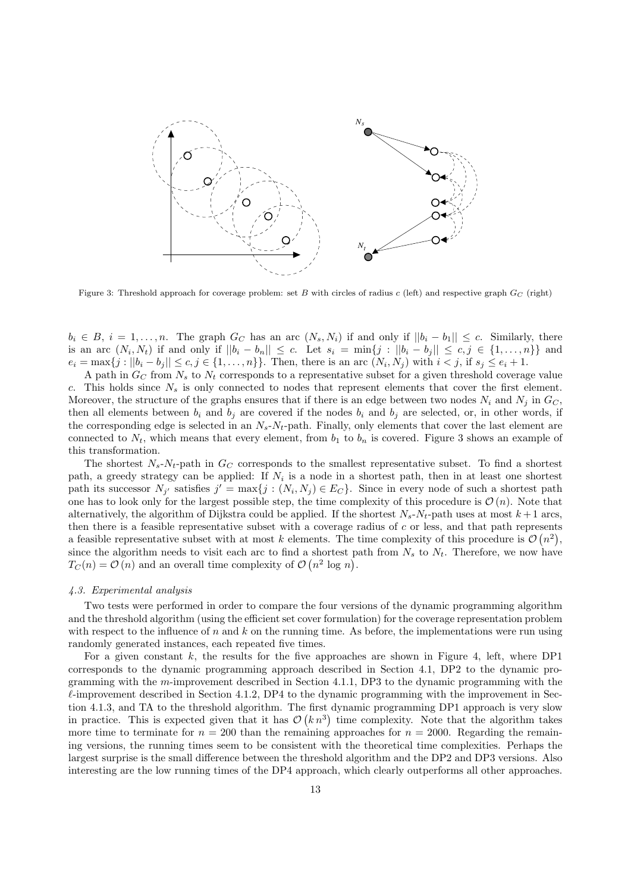Figure 3: Threshold approach for coverage problem: set $B$ with circles of radius $c$ (left) and respective graph $G_C$ (right)

$b_i \in B$, $i = 1, \ldots, n$. The graph $G_C$ has an arc $(N_s, N_i)$ if and only if $||b_i - b_1|| \leq c$. Similarly, there is an arc $(N_i, N_t)$ if and only if $||b_i - b_n|| \leq c$. Let $s_i = \min\{j : ||b_i - b_j|| \leq c, j \in \{1, \ldots, n\}\}$ and $e_i = \max\{j : ||b_i - b_j|| \leq c, j \in \{1, \ldots, n\}\}$. Then, there is an arc $(N_i, N_j)$ with $i < j$, if $s_j \leq e_i + 1$.

A path in $G_C$ from $N_s$ to $N_t$ corresponds to a representative subset for a given threshold coverage value $c$. This holds since $N_s$ is only connected to nodes that represent elements that cover the first element. Moreover, the structure of the graphs ensures that if there is an edge between two nodes $N_i$ and $N_j$ in $G_C$, then all elements between $b_i$ and $b_j$ are covered if the nodes $b_i$ and $b_j$ are selected, or, in other words, if the corresponding edge is selected in an $N_s$-$N_t$-path. Finally, only elements that cover the last element are connected to $N_t$, which means that every element, from $b_1$ to $b_n$ is covered. Figure 3 shows an example of this transformation.

The shortest $N_s$-$N_t$-path in $G_C$ corresponds to the smallest representative subset. To find a shortest path, a greedy strategy can be applied: If $N_i$ is a node in a shortest path, then in at least one shortest path its successor $N_{j'}$ satisfies $j' = \max\{j : (N_i, N_j) \in E_C\}$. Since in every node of such a shortest path one has to look only for the largest possible step, the time complexity of this procedure is $\mathcal{O}(n)$. Note that alternatively, the algorithm of Dijkstra could be applied. If the shortest $N_s$-$N_t$-path uses at most $k+1$ arcs, then there is a feasible representative subset with a coverage radius of $c$ or less, and that path represents a feasible representative subset with at most $k$ elements. The time complexity of this procedure is $\mathcal{O}(n^2)$, since the algorithm needs to visit each arc to find a shortest path from $N_s$ to $N_t$. Therefore, we now have $T_C(n) = \mathcal{O}(n)$ and an overall time complexity of $\mathcal{O}(n^2 \log n)$.

### *4.3. Experimental analysis*

Two tests were performed in order to compare the four versions of the dynamic programming algorithm and the threshold algorithm (using the efficient set cover formulation) for the coverage representation problem with respect to the influence of $n$ and $k$ on the running time. As before, the implementations were run using randomly generated instances, each repeated five times.

For a given constant $k$, the results for the five approaches are shown in Figure 4, left, where DP1 corresponds to the dynamic programming approach described in Section 4.1, DP2 to the dynamic programming with the $m$-improvement described in Section 4.1.1, DP3 to the dynamic programming with the $\ell$-improvement described in Section 4.1.2, DP4 to the dynamic programming with the improvement in Section 4.1.3, and TA to the threshold algorithm. The first dynamic programming DP1 approach is very slow in practice. This is expected given that it has $\mathcal{O}(k\, n^3)$ time complexity. Note that the algorithm takes more time to terminate for $n = 200$ than the remaining approaches for $n = 2000$. Regarding the remaining versions, the running times seem to be consistent with the theoretical time complexities. Perhaps the largest surprise is the small difference between the threshold algorithm and the DP2 and DP3 versions. Also interesting are the low running times of the DP4 approach, which clearly outperforms all other approaches.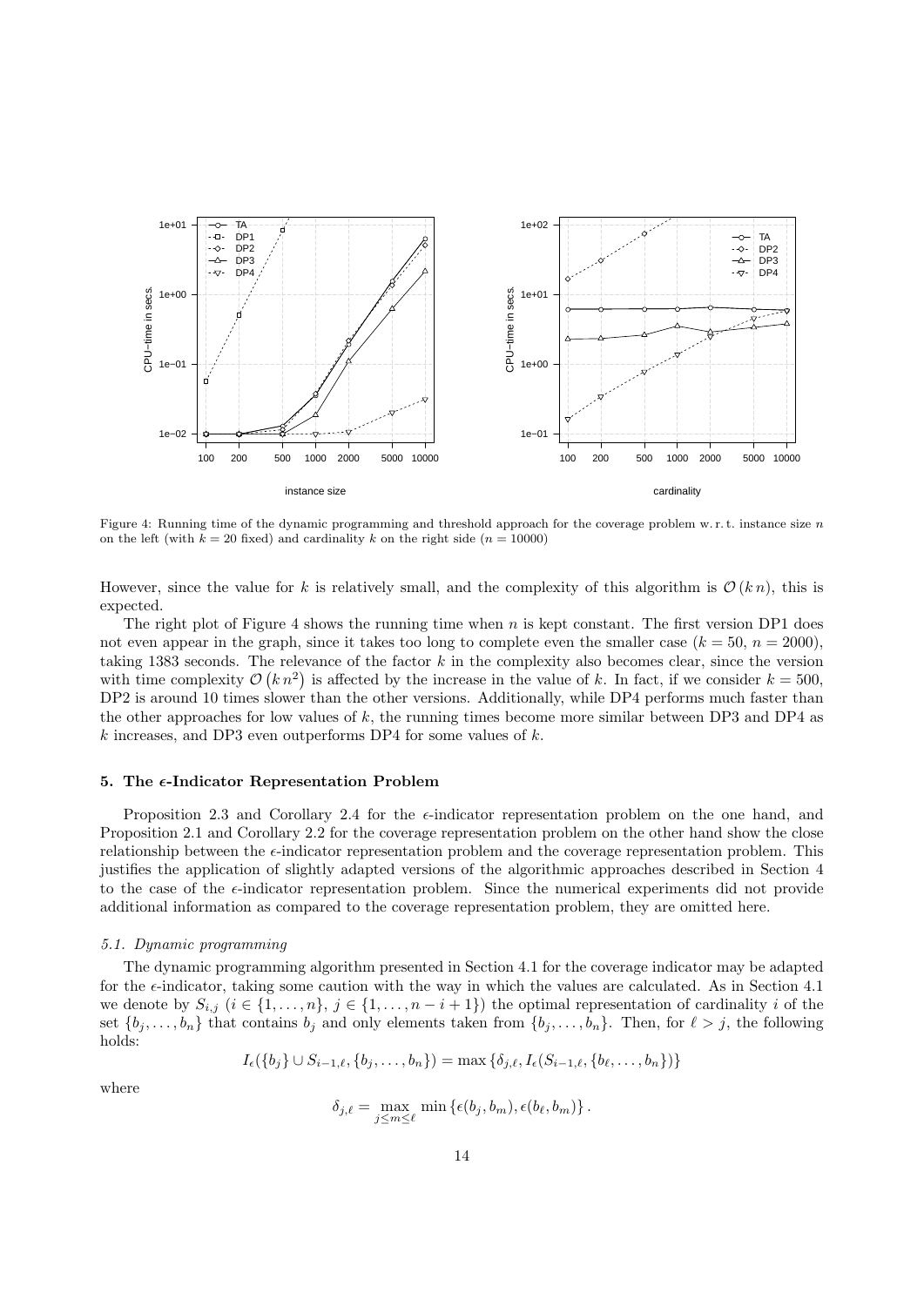Figure 4: Running time of the dynamic programming and threshold approach for the coverage problem w. r. t. instance size $n$ on the left (with $k = 20$ fixed) and cardinality $k$ on the right side ($n = 10000$)

However, since the value for $k$ is relatively small, and the complexity of this algorithm is $\mathcal{O}(k\,n)$, this is expected.

The right plot of Figure 4 shows the running time when $n$ is kept constant. The first version DP1 does not even appear in the graph, since it takes too long to complete even the smaller case ($k = 50$, $n = 2000$), taking 1383 seconds. The relevance of the factor $k$ in the complexity also becomes clear, since the version with time complexity $\mathcal{O}(k\,n^2)$ is affected by the increase in the value of $k$. In fact, if we consider $k = 500$, DP2 is around 10 times slower than the other versions. Additionally, while DP4 performs much faster than the other approaches for low values of $k$, the running times become more similar between DP3 and DP4 as $k$ increases, and DP3 even outperforms DP4 for some values of $k$.

## 5. The $\epsilon$-Indicator Representation Problem

Proposition 2.3 and Corollary 2.4 for the $\epsilon$-indicator representation problem on the one hand, and Proposition 2.1 and Corollary 2.2 for the coverage representation problem on the other hand show the close relationship between the $\epsilon$-indicator representation problem and the coverage representation problem. This justifies the application of slightly adapted versions of the algorithmic approaches described in Section 4 to the case of the $\epsilon$-indicator representation problem. Since the numerical experiments did not provide additional information as compared to the coverage representation problem, they are omitted here.

### *5.1. Dynamic programming*

The dynamic programming algorithm presented in Section 4.1 for the coverage indicator may be adapted for the $\epsilon$-indicator, taking some caution with the way in which the values are calculated. As in Section 4.1 we denote by $S_{i,j}$ ($i \in \{1, \ldots, n\}$, $j \in \{1, \ldots, n-i+1\}$) the optimal representation of cardinality $i$ of the set $\{b_j, \ldots, b_n\}$ that contains $b_j$ and only elements taken from $\{b_j, \ldots, b_n\}$. Then, for $\ell > j$, the following holds:

$$I_\epsilon(\{b_j\} \cup S_{i-1,\ell}, \{b_j, \ldots, b_n\}) = \max\{\delta_{j,\ell}, I_\epsilon(S_{i-1,\ell}, \{b_\ell, \ldots, b_n\})\}$$

where

$$\delta_{j,\ell} = \max_{j \leq m \leq \ell} \min\{\epsilon(b_j, b_m), \epsilon(b_\ell, b_m)\}.$$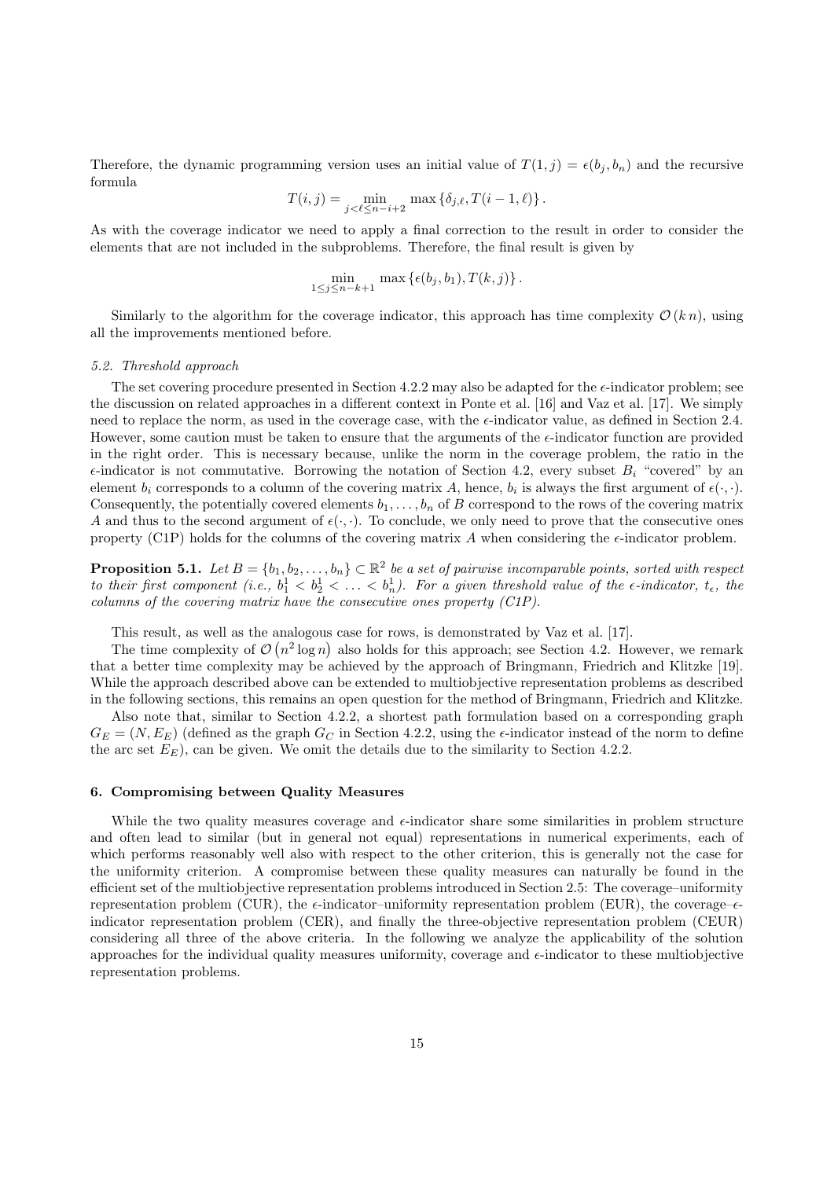Therefore, the dynamic programming version uses an initial value of $T(1,j) = \epsilon(b_j, b_n)$ and the recursive formula

$$T(i,j) = \min_{j<\ell\leq n-i+2} \max\left\{\delta_{j,\ell}, T(i-1,\ell)\right\}.$$

As with the coverage indicator we need to apply a final correction to the result in order to consider the elements that are not included in the subproblems. Therefore, the final result is given by

$$\min_{1\leq j\leq n-k+1} \max\left\{\epsilon(b_j, b_1), T(k,j)\right\}.$$

Similarly to the algorithm for the coverage indicator, this approach has time complexity $\mathcal{O}(k\,n)$, using all the improvements mentioned before.

### 5.2. Threshold approach

The set covering procedure presented in Section 4.2.2 may also be adapted for the $\epsilon$-indicator problem; see the discussion on related approaches in a different context in Ponte et al. [16] and Vaz et al. [17]. We simply need to replace the norm, as used in the coverage case, with the $\epsilon$-indicator value, as defined in Section 2.4. However, some caution must be taken to ensure that the arguments of the $\epsilon$-indicator function are provided in the right order. This is necessary because, unlike the norm in the coverage problem, the ratio in the $\epsilon$-indicator is not commutative. Borrowing the notation of Section 4.2, every subset $B_i$ "covered" by an element $b_i$ corresponds to a column of the covering matrix $A$, hence, $b_i$ is always the first argument of $\epsilon(\cdot,\cdot)$. Consequently, the potentially covered elements $b_1,\ldots,b_n$ of $B$ correspond to the rows of the covering matrix $A$ and thus to the second argument of $\epsilon(\cdot,\cdot)$. To conclude, we only need to prove that the consecutive ones property (C1P) holds for the columns of the covering matrix $A$ when considering the $\epsilon$-indicator problem.

**Proposition 5.1.** *Let $B = \{b_1, b_2, \ldots, b_n\} \subset \mathbb{R}^2$ be a set of pairwise incomparable points, sorted with respect to their first component (i.e., $b_1^1 < b_2^1 < \ldots < b_n^1$). For a given threshold value of the $\epsilon$-indicator, $t_\epsilon$, the columns of the covering matrix have the consecutive ones property (C1P).*

This result, as well as the analogous case for rows, is demonstrated by Vaz et al. [17].

The time complexity of $\mathcal{O}\left(n^2 \log n\right)$ also holds for this approach; see Section 4.2. However, we remark that a better time complexity may be achieved by the approach of Bringmann, Friedrich and Klitzke [19]. While the approach described above can be extended to multiobjective representation problems as described in the following sections, this remains an open question for the method of Bringmann, Friedrich and Klitzke.

Also note that, similar to Section 4.2.2, a shortest path formulation based on a corresponding graph $G_E = (N, E_E)$ (defined as the graph $G_C$ in Section 4.2.2, using the $\epsilon$-indicator instead of the norm to define the arc set $E_E$), can be given. We omit the details due to the similarity to Section 4.2.2.

## 6. Compromising between Quality Measures

While the two quality measures coverage and $\epsilon$-indicator share some similarities in problem structure and often lead to similar (but in general not equal) representations in numerical experiments, each of which performs reasonably well also with respect to the other criterion, this is generally not the case for the uniformity criterion. A compromise between these quality measures can naturally be found in the efficient set of the multiobjective representation problems introduced in Section 2.5: The coverage–uniformity representation problem (CUR), the $\epsilon$-indicator–uniformity representation problem (EUR), the coverage–$\epsilon$-indicator representation problem (CER), and finally the three-objective representation problem (CEUR) considering all three of the above criteria. In the following we analyze the applicability of the solution approaches for the individual quality measures uniformity, coverage and $\epsilon$-indicator to these multiobjective representation problems.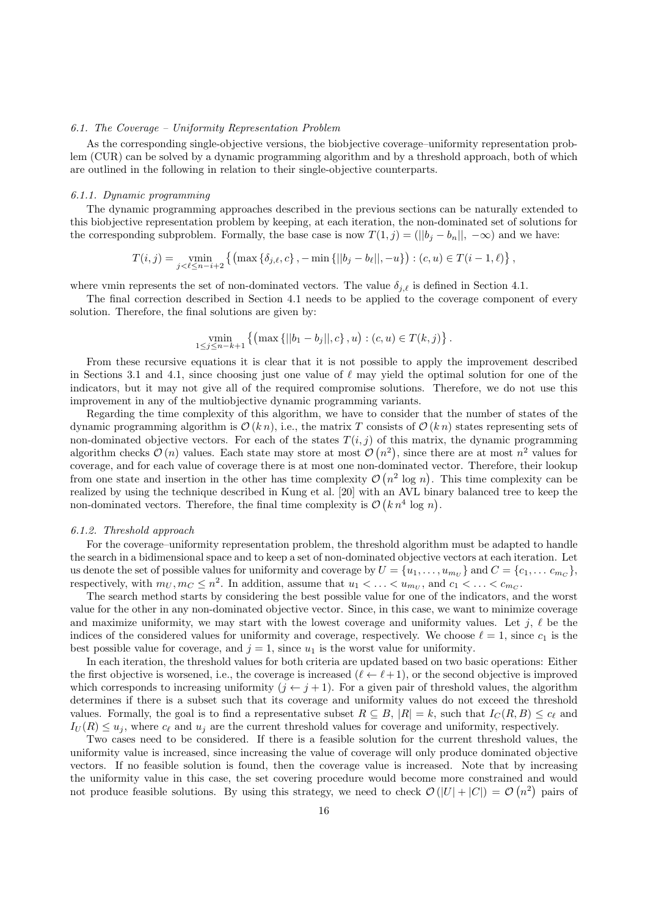### 6.1. The Coverage – Uniformity Representation Problem

As the corresponding single-objective versions, the biobjective coverage–uniformity representation problem (CUR) can be solved by a dynamic programming algorithm and by a threshold approach, both of which are outlined in the following in relation to their single-objective counterparts.

#### 6.1.1. Dynamic programming

The dynamic programming approaches described in the previous sections can be naturally extended to this biobjective representation problem by keeping, at each iteration, the non-dominated set of solutions for the corresponding subproblem. Formally, the base case is now $T(1, j) = (||b_j - b_n||,\ -\infty)$ and we have:

$$T(i, j) = \underset{j<\ell\leq n-i+2}{\text{vmin}} \left\{ \left(\max\left\{\delta_{j,\ell}, c\right\}, -\min\left\{||b_j - b_\ell||, -u\right\}\right) : (c, u) \in T(i-1, \ell) \right\},$$

where vmin represents the set of non-dominated vectors. The value $\delta_{j,\ell}$ is defined in Section 4.1.

The final correction described in Section 4.1 needs to be applied to the coverage component of every solution. Therefore, the final solutions are given by:

$$\underset{1\leq j\leq n-k+1}{\text{vmin}} \left\{ \left(\max\left\{||b_1 - b_j||, c\right\}, u\right) : (c, u) \in T(k, j) \right\}.$$

From these recursive equations it is clear that it is not possible to apply the improvement described in Sections 3.1 and 4.1, since choosing just one value of $\ell$ may yield the optimal solution for one of the indicators, but it may not give all of the required compromise solutions. Therefore, we do not use this improvement in any of the multiobjective dynamic programming variants.

Regarding the time complexity of this algorithm, we have to consider that the number of states of the dynamic programming algorithm is $\mathcal{O}(k\, n)$, i.e., the matrix $T$ consists of $\mathcal{O}(k\, n)$ states representing sets of non-dominated objective vectors. For each of the states $T(i, j)$ of this matrix, the dynamic programming algorithm checks $\mathcal{O}(n)$ values. Each state may store at most $\mathcal{O}(n^2)$, since there are at most $n^2$ values for coverage, and for each value of coverage there is at most one non-dominated vector. Therefore, their lookup from one state and insertion in the other has time complexity $\mathcal{O}(n^2 \log n)$. This time complexity can be realized by using the technique described in Kung et al. [20] with an AVL binary balanced tree to keep the non-dominated vectors. Therefore, the final time complexity is $\mathcal{O}(k\, n^4 \log n)$.

#### 6.1.2. Threshold approach

For the coverage–uniformity representation problem, the threshold algorithm must be adapted to handle the search in a bidimensional space and to keep a set of non-dominated objective vectors at each iteration. Let us denote the set of possible values for uniformity and coverage by $U = \{u_1, \ldots, u_{m_U}\}$ and $C = \{c_1, \ldots c_{m_C}\}$, respectively, with $m_U, m_C \leq n^2$. In addition, assume that $u_1 < \ldots < u_{m_U}$, and $c_1 < \ldots < c_{m_C}$.

The search method starts by considering the best possible value for one of the indicators, and the worst value for the other in any non-dominated objective vector. Since, in this case, we want to minimize coverage and maximize uniformity, we may start with the lowest coverage and uniformity values. Let $j$, $\ell$ be the indices of the considered values for uniformity and coverage, respectively. We choose $\ell = 1$, since $c_1$ is the best possible value for coverage, and $j = 1$, since $u_1$ is the worst value for uniformity.

In each iteration, the threshold values for both criteria are updated based on two basic operations: Either the first objective is worsened, i.e., the coverage is increased ($\ell \leftarrow \ell + 1$), or the second objective is improved which corresponds to increasing uniformity ($j \leftarrow j + 1$). For a given pair of threshold values, the algorithm determines if there is a subset such that its coverage and uniformity values do not exceed the threshold values. Formally, the goal is to find a representative subset $R \subseteq B$, $|R| = k$, such that $I_C(R, B) \leq c_\ell$ and $I_U(R) \leq u_j$, where $c_\ell$ and $u_j$ are the current threshold values for coverage and uniformity, respectively.

Two cases need to be considered. If there is a feasible solution for the current threshold values, the uniformity value is increased, since increasing the value of coverage will only produce dominated objective vectors. If no feasible solution is found, then the coverage value is increased. Note that by increasing the uniformity value in this case, the set covering procedure would become more constrained and would not produce feasible solutions. By using this strategy, we need to check $\mathcal{O}(|U| + |C|) = \mathcal{O}(n^2)$ pairs of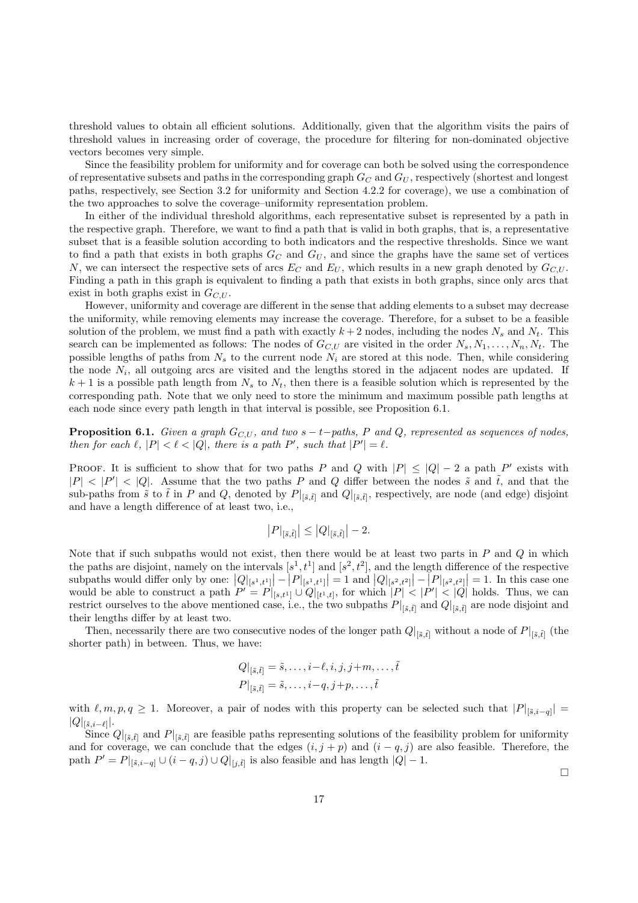threshold values to obtain all efficient solutions. Additionally, given that the algorithm visits the pairs of threshold values in increasing order of coverage, the procedure for filtering for non-dominated objective vectors becomes very simple.

Since the feasibility problem for uniformity and for coverage can both be solved using the correspondence of representative subsets and paths in the corresponding graph $G_C$ and $G_U$, respectively (shortest and longest paths, respectively, see Section 3.2 for uniformity and Section 4.2.2 for coverage), we use a combination of the two approaches to solve the coverage–uniformity representation problem.

In either of the individual threshold algorithms, each representative subset is represented by a path in the respective graph. Therefore, we want to find a path that is valid in both graphs, that is, a representative subset that is a feasible solution according to both indicators and the respective thresholds. Since we want to find a path that exists in both graphs $G_C$ and $G_U$, and since the graphs have the same set of vertices $N$, we can intersect the respective sets of arcs $E_C$ and $E_U$, which results in a new graph denoted by $G_{C,U}$. Finding a path in this graph is equivalent to finding a path that exists in both graphs, since only arcs that exist in both graphs exist in $G_{C,U}$.

However, uniformity and coverage are different in the sense that adding elements to a subset may decrease the uniformity, while removing elements may increase the coverage. Therefore, for a subset to be a feasible solution of the problem, we must find a path with exactly $k+2$ nodes, including the nodes $N_s$ and $N_t$. This search can be implemented as follows: The nodes of $G_{C,U}$ are visited in the order $N_s, N_1, \ldots, N_n, N_t$. The possible lengths of paths from $N_s$ to the current node $N_i$ are stored at this node. Then, while considering the node $N_i$, all outgoing arcs are visited and the lengths stored in the adjacent nodes are updated. If $k+1$ is a possible path length from $N_s$ to $N_t$, then there is a feasible solution which is represented by the corresponding path. Note that we only need to store the minimum and maximum possible path lengths at each node since every path length in that interval is possible, see Proposition 6.1.

**Proposition 6.1.** *Given a graph $G_{C,U}$, and two $s-t-$paths, $P$ and $Q$, represented as sequences of nodes, then for each $\ell$, $|P| < \ell < |Q|$, there is a path $P'$, such that $|P'| = \ell$.*

Proof. It is sufficient to show that for two paths $P$ and $Q$ with $|P| \leq |Q| - 2$ a path $P'$ exists with $|P| < |P'| < |Q|$. Assume that the two paths $P$ and $Q$ differ between the nodes $\tilde{s}$ and $\tilde{t}$, and that the sub-paths from $\tilde{s}$ to $\tilde{t}$ in $P$ and $Q$, denoted by $P|_{[\tilde{s},\tilde{t}]}$ and $Q|_{[\tilde{s},\tilde{t}]}$, respectively, are node (and edge) disjoint and have a length difference of at least two, i.e.,

$$\left|P|_{[\tilde{s},\tilde{t}]}\right| \leq \left|Q|_{[\tilde{s},\tilde{t}]}\right| - 2.$$

Note that if such subpaths would not exist, then there would be at least two parts in $P$ and $Q$ in which the paths are disjoint, namely on the intervals $[s^1, t^1]$ and $[s^2, t^2]$, and the length difference of the respective subpaths would differ only by one: $\left|Q|_{[s^1,t^1]}\right| - \left|P|_{[s^1,t^1]}\right| = 1$ and $\left|Q|_{[s^2,t^2]}\right| - \left|P|_{[s^2,t^2]}\right| = 1$. In this case one would be able to construct a path $P' = P|_{[s,t^1]} \cup Q|_{[t^1,t]}$, for which $|P| < |P'| < |Q|$ holds. Thus, we can restrict ourselves to the above mentioned case, i.e., the two subpaths $P|_{[\tilde{s},\tilde{t}]}$ and $Q|_{[\tilde{s},\tilde{t}]}$ are node disjoint and their lengths differ by at least two.

Then, necessarily there are two consecutive nodes of the longer path $Q|_{[\tilde{s},\tilde{t}]}$ without a node of $P|_{[\tilde{s},\tilde{t}]}$ (the shorter path) in between. Thus, we have:

$$Q|_{[\tilde{s},\tilde{t}]} = \tilde{s}, \ldots, i-\ell, i, j, j+m, \ldots, \tilde{t}$$
$$P|_{[\tilde{s},\tilde{t}]} = \tilde{s}, \ldots, i-q, j+p, \ldots, \tilde{t}$$

with $\ell, m, p, q \geq 1$. Moreover, a pair of nodes with this property can be selected such that $|P|_{[\tilde{s},i-q]}| = |Q|_{[\tilde{s},i-\ell]}|$.

Since $Q|_{[\tilde{s},\tilde{t}]}$ and $P|_{[\tilde{s},\tilde{t}]}$ are feasible paths representing solutions of the feasibility problem for uniformity and for coverage, we can conclude that the edges $(i, j+p)$ and $(i-q, j)$ are also feasible. Therefore, the path $P' = P|_{[\tilde{s},i-q]} \cup (i-q, j) \cup Q|_{[j,\tilde{t}]}$ is also feasible and has length $|Q| - 1$.

□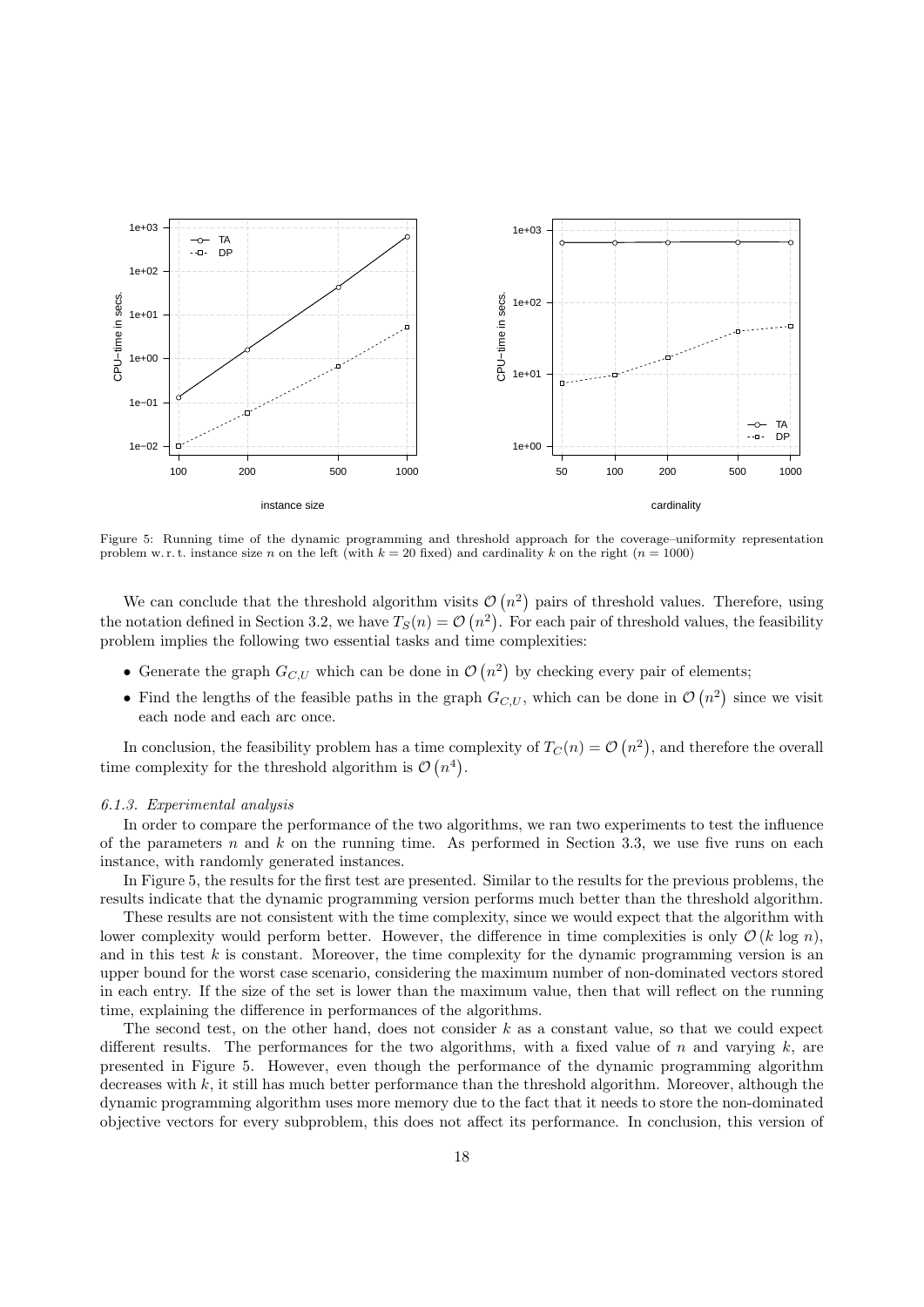Figure 5: Running time of the dynamic programming and threshold approach for the coverage–uniformity representation problem w. r. t. instance size $n$ on the left (with $k = 20$ fixed) and cardinality $k$ on the right ($n = 1000$)

We can conclude that the threshold algorithm visits $\mathcal{O}(n^2)$ pairs of threshold values. Therefore, using the notation defined in Section 3.2, we have $T_S(n) = \mathcal{O}(n^2)$. For each pair of threshold values, the feasibility problem implies the following two essential tasks and time complexities:

- Generate the graph $G_{C,U}$ which can be done in $\mathcal{O}(n^2)$ by checking every pair of elements;
- Find the lengths of the feasible paths in the graph $G_{C,U}$, which can be done in $\mathcal{O}(n^2)$ since we visit each node and each arc once.

In conclusion, the feasibility problem has a time complexity of $T_C(n) = \mathcal{O}(n^2)$, and therefore the overall time complexity for the threshold algorithm is $\mathcal{O}(n^4)$.

#### *6.1.3. Experimental analysis*

In order to compare the performance of the two algorithms, we ran two experiments to test the influence of the parameters $n$ and $k$ on the running time. As performed in Section 3.3, we use five runs on each instance, with randomly generated instances.

In Figure 5, the results for the first test are presented. Similar to the results for the previous problems, the results indicate that the dynamic programming version performs much better than the threshold algorithm.

These results are not consistent with the time complexity, since we would expect that the algorithm with lower complexity would perform better. However, the difference in time complexities is only $\mathcal{O}(k \log n)$, and in this test $k$ is constant. Moreover, the time complexity for the dynamic programming version is an upper bound for the worst case scenario, considering the maximum number of non-dominated vectors stored in each entry. If the size of the set is lower than the maximum value, then that will reflect on the running time, explaining the difference in performances of the algorithms.

The second test, on the other hand, does not consider $k$ as a constant value, so that we could expect different results. The performances for the two algorithms, with a fixed value of $n$ and varying $k$, are presented in Figure 5. However, even though the performance of the dynamic programming algorithm decreases with $k$, it still has much better performance than the threshold algorithm. Moreover, although the dynamic programming algorithm uses more memory due to the fact that it needs to store the non-dominated objective vectors for every subproblem, this does not affect its performance. In conclusion, this version of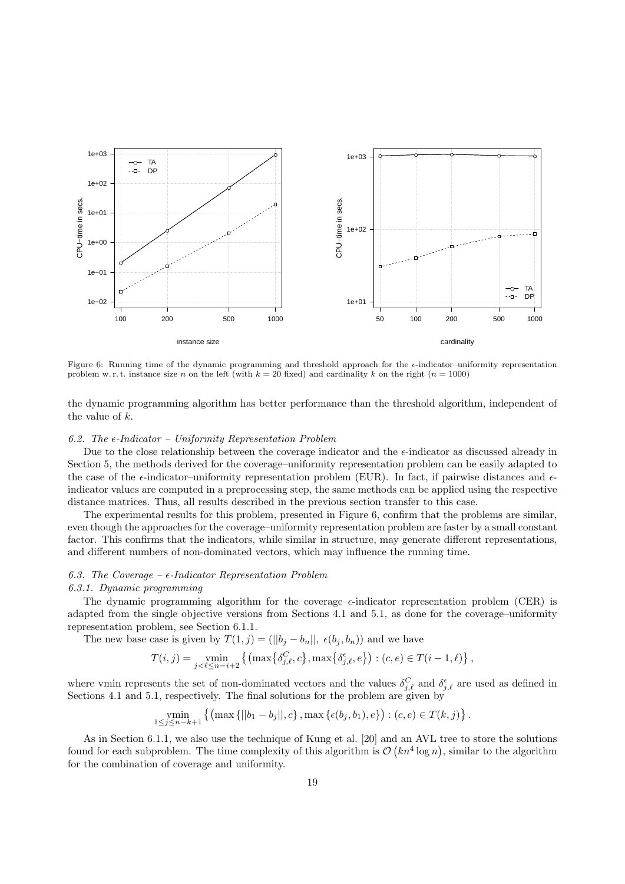Figure 6: Running time of the dynamic programming and threshold approach for the $\epsilon$-indicator–uniformity representation problem w. r. t. instance size $n$ on the left (with $k = 20$ fixed) and cardinality $k$ on the right ($n = 1000$)

the dynamic programming algorithm has better performance than the threshold algorithm, independent of the value of $k$.

### 6.2. The $\epsilon$-Indicator – Uniformity Representation Problem

Due to the close relationship between the coverage indicator and the $\epsilon$-indicator as discussed already in Section 5, the methods derived for the coverage–uniformity representation problem can be easily adapted to the case of the $\epsilon$-indicator–uniformity representation problem (EUR). In fact, if pairwise distances and $\epsilon$-indicator values are computed in a preprocessing step, the same methods can be applied using the respective distance matrices. Thus, all results described in the previous section transfer to this case.

The experimental results for this problem, presented in Figure 6, confirm that the problems are similar, even though the approaches for the coverage–uniformity representation problem are faster by a small constant factor. This confirms that the indicators, while similar in structure, may generate different representations, and different numbers of non-dominated vectors, which may influence the running time.

### 6.3. The Coverage – $\epsilon$-Indicator Representation Problem

#### 6.3.1. Dynamic programming

The dynamic programming algorithm for the coverage–$\epsilon$-indicator representation problem (CER) is adapted from the single objective versions from Sections 4.1 and 5.1, as done for the coverage–uniformity representation problem, see Section 6.1.1.

The new base case is given by $T(1, j) = (||b_j - b_n||,\ \epsilon(b_j, b_n))$ and we have

$$T(i, j) = \underset{j<\ell\leq n-i+2}{\text{vmin}} \left\{ \left(\max\left\{\delta^C_{j,\ell}, c\right\}, \max\left\{\delta^\epsilon_{j,\ell}, e\right\}\right) : (c, e) \in T(i-1, \ell) \right\},$$

where vmin represents the set of non-dominated vectors and the values $\delta^C_{j,\ell}$ and $\delta^\epsilon_{j,\ell}$ are used as defined in Sections 4.1 and 5.1, respectively. The final solutions for the problem are given by

$$\underset{1\leq j\leq n-k+1}{\text{vmin}} \left\{ \left(\max\left\{||b_1 - b_j||, c\right\}, \max\left\{\epsilon(b_j, b_1), e\right\}\right) : (c, e) \in T(k, j) \right\}.$$

As in Section 6.1.1, we also use the technique of Kung et al. [20] and an AVL tree to store the solutions found for each subproblem. The time complexity of this algorithm is $\mathcal{O}\left(kn^4 \log n\right)$, similar to the algorithm for the combination of coverage and uniformity.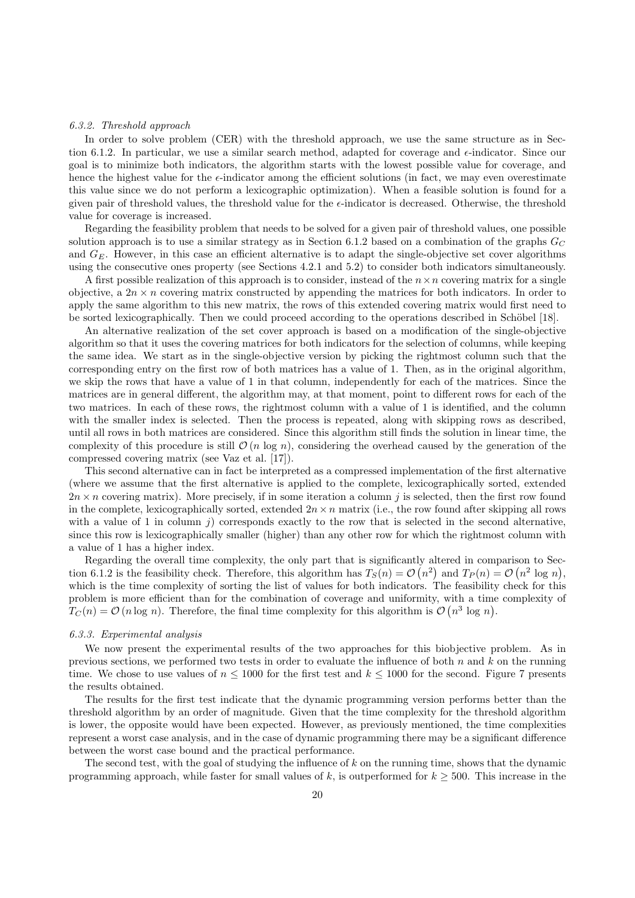### 6.3.2. Threshold approach

In order to solve problem (CER) with the threshold approach, we use the same structure as in Section 6.1.2. In particular, we use a similar search method, adapted for coverage and $\epsilon$-indicator. Since our goal is to minimize both indicators, the algorithm starts with the lowest possible value for coverage, and hence the highest value for the $\epsilon$-indicator among the efficient solutions (in fact, we may even overestimate this value since we do not perform a lexicographic optimization). When a feasible solution is found for a given pair of threshold values, the threshold value for the $\epsilon$-indicator is decreased. Otherwise, the threshold value for coverage is increased.

Regarding the feasibility problem that needs to be solved for a given pair of threshold values, one possible solution approach is to use a similar strategy as in Section 6.1.2 based on a combination of the graphs $G_C$ and $G_E$. However, in this case an efficient alternative is to adapt the single-objective set cover algorithms using the consecutive ones property (see Sections 4.2.1 and 5.2) to consider both indicators simultaneously.

A first possible realization of this approach is to consider, instead of the $n \times n$ covering matrix for a single objective, a $2n \times n$ covering matrix constructed by appending the matrices for both indicators. In order to apply the same algorithm to this new matrix, the rows of this extended covering matrix would first need to be sorted lexicographically. Then we could proceed according to the operations described in Schöbel [18].

An alternative realization of the set cover approach is based on a modification of the single-objective algorithm so that it uses the covering matrices for both indicators for the selection of columns, while keeping the same idea. We start as in the single-objective version by picking the rightmost column such that the corresponding entry on the first row of both matrices has a value of 1. Then, as in the original algorithm, we skip the rows that have a value of 1 in that column, independently for each of the matrices. Since the matrices are in general different, the algorithm may, at that moment, point to different rows for each of the two matrices. In each of these rows, the rightmost column with a value of 1 is identified, and the column with the smaller index is selected. Then the process is repeated, along with skipping rows as described, until all rows in both matrices are considered. Since this algorithm still finds the solution in linear time, the complexity of this procedure is still $\mathcal{O}(n \log n)$, considering the overhead caused by the generation of the compressed covering matrix (see Vaz et al. [17]).

This second alternative can in fact be interpreted as a compressed implementation of the first alternative (where we assume that the first alternative is applied to the complete, lexicographically sorted, extended $2n \times n$ covering matrix). More precisely, if in some iteration a column $j$ is selected, then the first row found in the complete, lexicographically sorted, extended $2n \times n$ matrix (i.e., the row found after skipping all rows with a value of 1 in column $j$) corresponds exactly to the row that is selected in the second alternative, since this row is lexicographically smaller (higher) than any other row for which the rightmost column with a value of 1 has a higher index.

Regarding the overall time complexity, the only part that is significantly altered in comparison to Section 6.1.2 is the feasibility check. Therefore, this algorithm has $T_S(n) = \mathcal{O}(n^2)$ and $T_P(n) = \mathcal{O}(n^2 \log n)$, which is the time complexity of sorting the list of values for both indicators. The feasibility check for this problem is more efficient than for the combination of coverage and uniformity, with a time complexity of $T_C(n) = \mathcal{O}(n \log n)$. Therefore, the final time complexity for this algorithm is $\mathcal{O}(n^3 \log n)$.

### 6.3.3. Experimental analysis

We now present the experimental results of the two approaches for this biobjective problem. As in previous sections, we performed two tests in order to evaluate the influence of both $n$ and $k$ on the running time. We chose to use values of $n \leq 1000$ for the first test and $k \leq 1000$ for the second. Figure 7 presents the results obtained.

The results for the first test indicate that the dynamic programming version performs better than the threshold algorithm by an order of magnitude. Given that the time complexity for the threshold algorithm is lower, the opposite would have been expected. However, as previously mentioned, the time complexities represent a worst case analysis, and in the case of dynamic programming there may be a significant difference between the worst case bound and the practical performance.

The second test, with the goal of studying the influence of $k$ on the running time, shows that the dynamic programming approach, while faster for small values of $k$, is outperformed for $k \geq 500$. This increase in the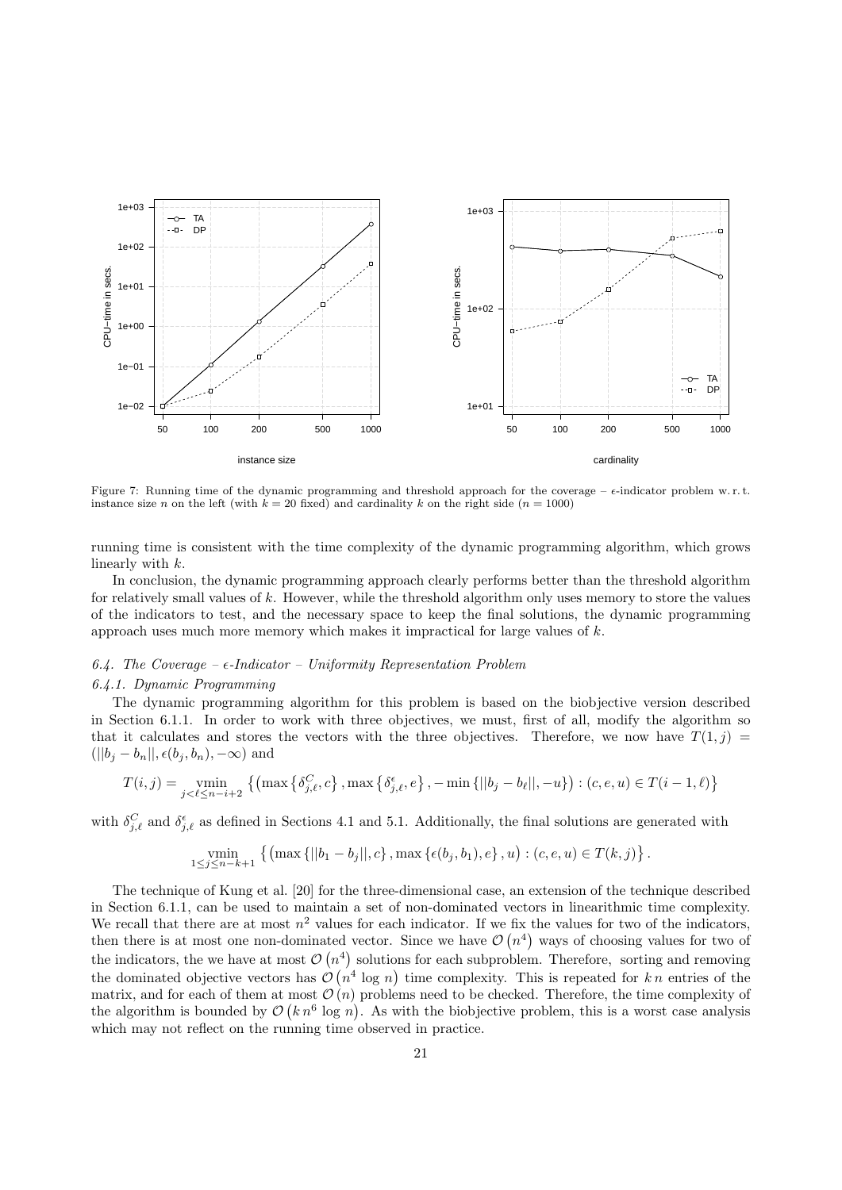Figure 7: Running time of the dynamic programming and threshold approach for the coverage – $\epsilon$-indicator problem w. r. t. instance size $n$ on the left (with $k = 20$ fixed) and cardinality $k$ on the right side ($n = 1000$)

running time is consistent with the time complexity of the dynamic programming algorithm, which grows linearly with $k$.

In conclusion, the dynamic programming approach clearly performs better than the threshold algorithm for relatively small values of $k$. However, while the threshold algorithm only uses memory to store the values of the indicators to test, and the necessary space to keep the final solutions, the dynamic programming approach uses much more memory which makes it impractical for large values of $k$.

### 6.4. The Coverage – $\epsilon$-Indicator – Uniformity Representation Problem

#### 6.4.1. Dynamic Programming

The dynamic programming algorithm for this problem is based on the biobjective version described in Section 6.1.1. In order to work with three objectives, we must, first of all, modify the algorithm so that it calculates and stores the vectors with the three objectives. Therefore, we now have $T(1, j) = (||b_j - b_n||, \epsilon(b_j, b_n), -\infty)$ and

$$T(i, j) = \underset{j<\ell\leq n-i+2}{\text{vmin}} \left\{ \left( \max\left\{ \delta^C_{j,\ell}, c \right\}, \max\left\{ \delta^\epsilon_{j,\ell}, e \right\}, -\min\left\{ ||b_j - b_\ell||, -u \right\} \right) : (c, e, u) \in T(i-1, \ell) \right\}$$

with $\delta^C_{j,\ell}$ and $\delta^\epsilon_{j,\ell}$ as defined in Sections 4.1 and 5.1. Additionally, the final solutions are generated with

$$\underset{1\leq j\leq n-k+1}{\text{vmin}} \left\{ \left( \max\left\{ ||b_1 - b_j||, c \right\}, \max\left\{ \epsilon(b_j, b_1), e \right\}, u \right) : (c, e, u) \in T(k, j) \right\}.$$

The technique of Kung et al. [20] for the three-dimensional case, an extension of the technique described in Section 6.1.1, can be used to maintain a set of non-dominated vectors in linearithmic time complexity. We recall that there are at most $n^2$ values for each indicator. If we fix the values for two of the indicators, then there is at most one non-dominated vector. Since we have $\mathcal{O}(n^4)$ ways of choosing values for two of the indicators, the we have at most $\mathcal{O}(n^4)$ solutions for each subproblem. Therefore, sorting and removing the dominated objective vectors has $\mathcal{O}(n^4 \log n)$ time complexity. This is repeated for $k\,n$ entries of the matrix, and for each of them at most $\mathcal{O}(n)$ problems need to be checked. Therefore, the time complexity of the algorithm is bounded by $\mathcal{O}(k\,n^6 \log n)$. As with the biobjective problem, this is a worst case analysis which may not reflect on the running time observed in practice.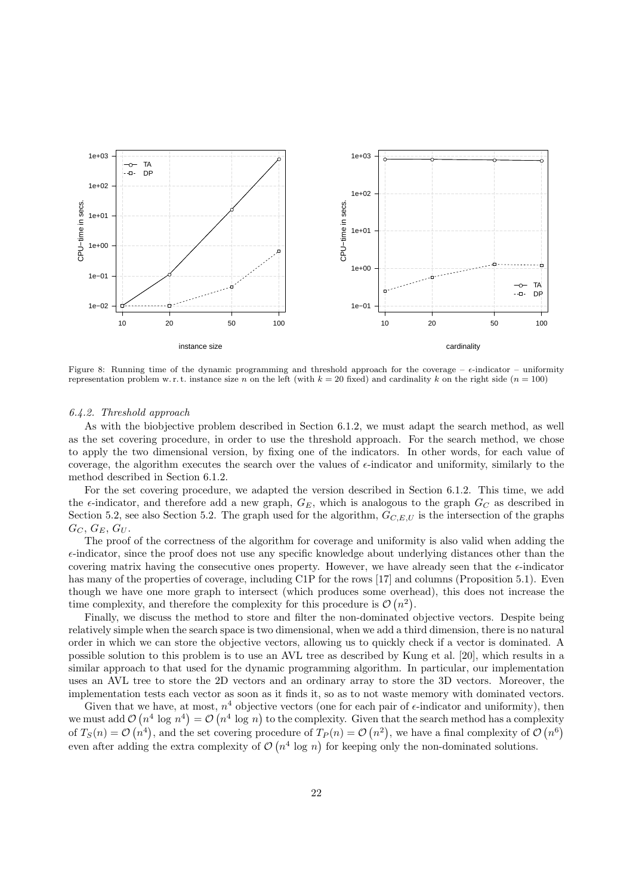Figure 8: Running time of the dynamic programming and threshold approach for the coverage – $\epsilon$-indicator – uniformity representation problem w. r. t. instance size $n$ on the left (with $k = 20$ fixed) and cardinality $k$ on the right side ($n = 100$)

### 6.4.2. Threshold approach

As with the biobjective problem described in Section 6.1.2, we must adapt the search method, as well as the set covering procedure, in order to use the threshold approach. For the search method, we chose to apply the two dimensional version, by fixing one of the indicators. In other words, for each value of coverage, the algorithm executes the search over the values of $\epsilon$-indicator and uniformity, similarly to the method described in Section 6.1.2.

For the set covering procedure, we adapted the version described in Section 6.1.2. This time, we add the $\epsilon$-indicator, and therefore add a new graph, $G_E$, which is analogous to the graph $G_C$ as described in Section 5.2, see also Section 5.2. The graph used for the algorithm, $G_{C,E,U}$ is the intersection of the graphs $G_C$, $G_E$, $G_U$.

The proof of the correctness of the algorithm for coverage and uniformity is also valid when adding the $\epsilon$-indicator, since the proof does not use any specific knowledge about underlying distances other than the covering matrix having the consecutive ones property. However, we have already seen that the $\epsilon$-indicator has many of the properties of coverage, including C1P for the rows [17] and columns (Proposition 5.1). Even though we have one more graph to intersect (which produces some overhead), this does not increase the time complexity, and therefore the complexity for this procedure is $\mathcal{O}\left(n^2\right)$.

Finally, we discuss the method to store and filter the non-dominated objective vectors. Despite being relatively simple when the search space is two dimensional, when we add a third dimension, there is no natural order in which we can store the objective vectors, allowing us to quickly check if a vector is dominated. A possible solution to this problem is to use an AVL tree as described by Kung et al. [20], which results in a similar approach to that used for the dynamic programming algorithm. In particular, our implementation uses an AVL tree to store the 2D vectors and an ordinary array to store the 3D vectors. Moreover, the implementation tests each vector as soon as it finds it, so as to not waste memory with dominated vectors.

Given that we have, at most, $n^4$ objective vectors (one for each pair of $\epsilon$-indicator and uniformity), then we must add $\mathcal{O}\left(n^4 \log n^4\right) = \mathcal{O}\left(n^4 \log n\right)$ to the complexity. Given that the search method has a complexity of $T_S(n) = \mathcal{O}\left(n^4\right)$, and the set covering procedure of $T_P(n) = \mathcal{O}\left(n^2\right)$, we have a final complexity of $\mathcal{O}\left(n^6\right)$ even after adding the extra complexity of $\mathcal{O}\left(n^4 \log n\right)$ for keeping only the non-dominated solutions.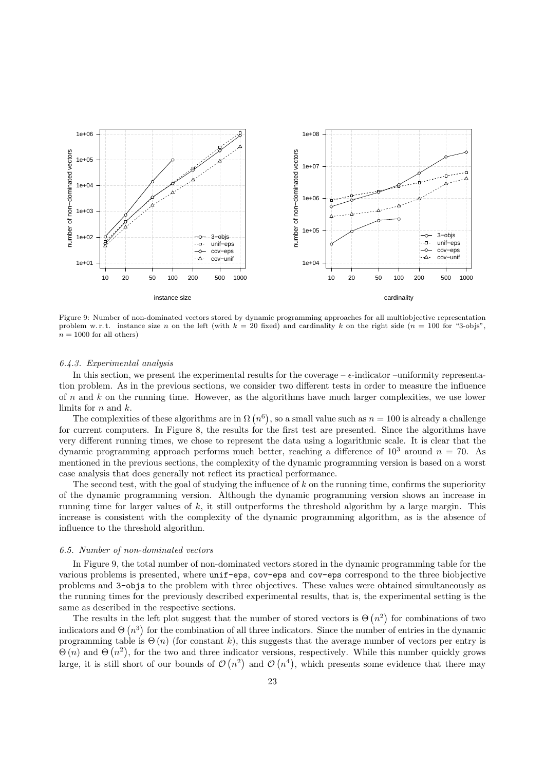Figure 9: Number of non-dominated vectors stored by dynamic programming approaches for all multiobjective representation problem w. r. t. instance size $n$ on the left (with $k = 20$ fixed) and cardinality $k$ on the right side ($n = 100$ for "3-objs", $n = 1000$ for all others)

#### 6.4.3. Experimental analysis

In this section, we present the experimental results for the coverage – $\epsilon$-indicator –uniformity representation problem. As in the previous sections, we consider two different tests in order to measure the influence of $n$ and $k$ on the running time. However, as the algorithms have much larger complexities, we use lower limits for $n$ and $k$.

The complexities of these algorithms are in $\Omega(n^6)$, so a small value such as $n = 100$ is already a challenge for current computers. In Figure 8, the results for the first test are presented. Since the algorithms have very different running times, we chose to represent the data using a logarithmic scale. It is clear that the dynamic programming approach performs much better, reaching a difference of $10^3$ around $n = 70$. As mentioned in the previous sections, the complexity of the dynamic programming version is based on a worst case analysis that does generally not reflect its practical performance.

The second test, with the goal of studying the influence of $k$ on the running time, confirms the superiority of the dynamic programming version. Although the dynamic programming version shows an increase in running time for larger values of $k$, it still outperforms the threshold algorithm by a large margin. This increase is consistent with the complexity of the dynamic programming algorithm, as is the absence of influence to the threshold algorithm.

### 6.5. Number of non-dominated vectors

In Figure 9, the total number of non-dominated vectors stored in the dynamic programming table for the various problems is presented, where `unif-eps`, `cov-eps` and `cov-eps` correspond to the three biobjective problems and `3-objs` to the problem with three objectives. These values were obtained simultaneously as the running times for the previously described experimental results, that is, the experimental setting is the same as described in the respective sections.

The results in the left plot suggest that the number of stored vectors is $\Theta(n^2)$ for combinations of two indicators and $\Theta(n^3)$ for the combination of all three indicators. Since the number of entries in the dynamic programming table is $\Theta(n)$ (for constant $k$), this suggests that the average number of vectors per entry is $\Theta(n)$ and $\Theta(n^2)$, for the two and three indicator versions, respectively. While this number quickly grows large, it is still short of our bounds of $\mathcal{O}(n^2)$ and $\mathcal{O}(n^4)$, which presents some evidence that there may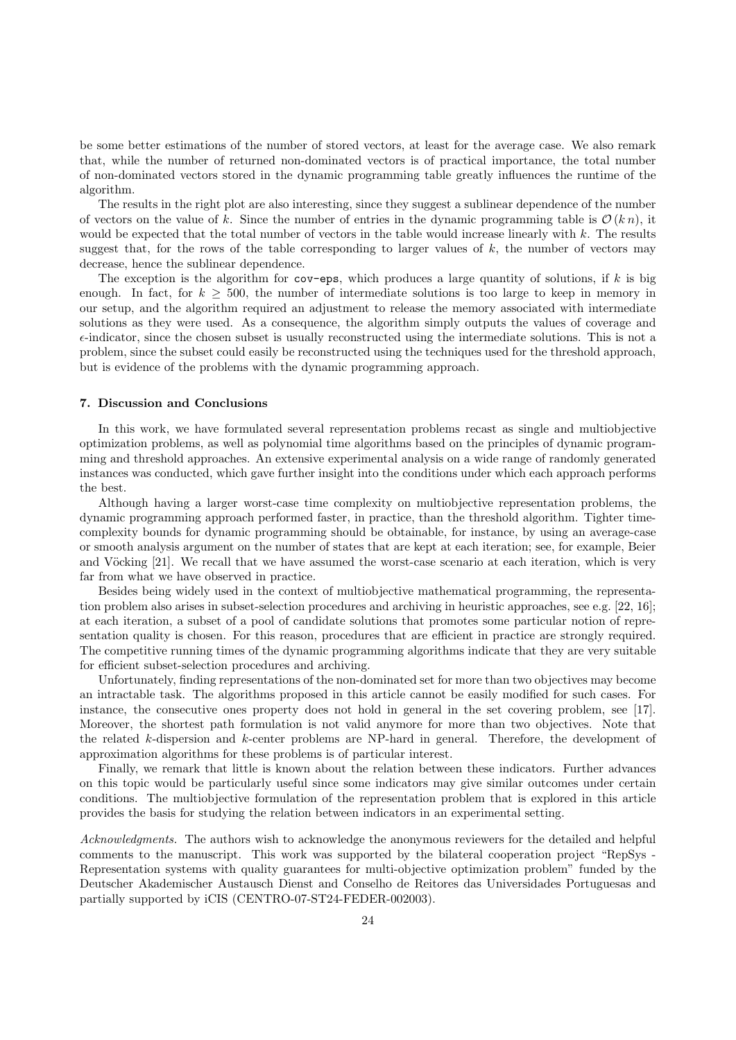be some better estimations of the number of stored vectors, at least for the average case. We also remark that, while the number of returned non-dominated vectors is of practical importance, the total number of non-dominated vectors stored in the dynamic programming table greatly influences the runtime of the algorithm.

The results in the right plot are also interesting, since they suggest a sublinear dependence of the number of vectors on the value of $k$. Since the number of entries in the dynamic programming table is $\mathcal{O}(k\,n)$, it would be expected that the total number of vectors in the table would increase linearly with $k$. The results suggest that, for the rows of the table corresponding to larger values of $k$, the number of vectors may decrease, hence the sublinear dependence.

The exception is the algorithm for `cov-eps`, which produces a large quantity of solutions, if $k$ is big enough. In fact, for $k \geq 500$, the number of intermediate solutions is too large to keep in memory in our setup, and the algorithm required an adjustment to release the memory associated with intermediate solutions as they were used. As a consequence, the algorithm simply outputs the values of coverage and $\epsilon$-indicator, since the chosen subset is usually reconstructed using the intermediate solutions. This is not a problem, since the subset could easily be reconstructed using the techniques used for the threshold approach, but is evidence of the problems with the dynamic programming approach.

## 7. Discussion and Conclusions

In this work, we have formulated several representation problems recast as single and multiobjective optimization problems, as well as polynomial time algorithms based on the principles of dynamic programming and threshold approaches. An extensive experimental analysis on a wide range of randomly generated instances was conducted, which gave further insight into the conditions under which each approach performs the best.

Although having a larger worst-case time complexity on multiobjective representation problems, the dynamic programming approach performed faster, in practice, than the threshold algorithm. Tighter time-complexity bounds for dynamic programming should be obtainable, for instance, by using an average-case or smooth analysis argument on the number of states that are kept at each iteration; see, for example, Beier and Vöcking [21]. We recall that we have assumed the worst-case scenario at each iteration, which is very far from what we have observed in practice.

Besides being widely used in the context of multiobjective mathematical programming, the representation problem also arises in subset-selection procedures and archiving in heuristic approaches, see e.g. [22, 16]; at each iteration, a subset of a pool of candidate solutions that promotes some particular notion of representation quality is chosen. For this reason, procedures that are efficient in practice are strongly required. The competitive running times of the dynamic programming algorithms indicate that they are very suitable for efficient subset-selection procedures and archiving.

Unfortunately, finding representations of the non-dominated set for more than two objectives may become an intractable task. The algorithms proposed in this article cannot be easily modified for such cases. For instance, the consecutive ones property does not hold in general in the set covering problem, see [17]. Moreover, the shortest path formulation is not valid anymore for more than two objectives. Note that the related $k$-dispersion and $k$-center problems are NP-hard in general. Therefore, the development of approximation algorithms for these problems is of particular interest.

Finally, we remark that little is known about the relation between these indicators. Further advances on this topic would be particularly useful since some indicators may give similar outcomes under certain conditions. The multiobjective formulation of the representation problem that is explored in this article provides the basis for studying the relation between indicators in an experimental setting.

*Acknowledgments.* The authors wish to acknowledge the anonymous reviewers for the detailed and helpful comments to the manuscript. This work was supported by the bilateral cooperation project "RepSys - Representation systems with quality guarantees for multi-objective optimization problem" funded by the Deutscher Akademischer Austausch Dienst and Conselho de Reitores das Universidades Portuguesas and partially supported by iCIS (CENTRO-07-ST24-FEDER-002003).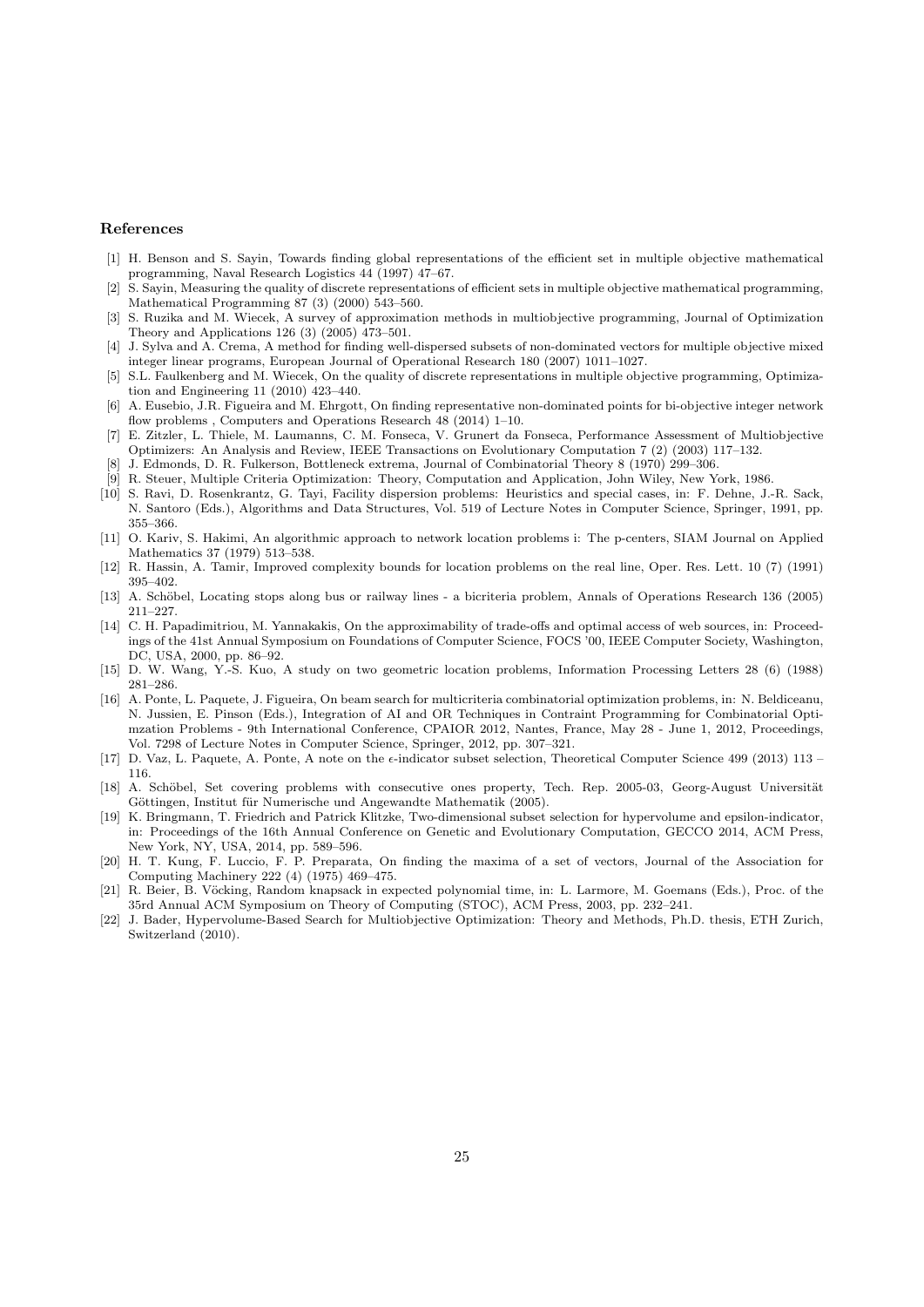## References

[1] H. Benson and S. Sayin, Towards finding global representations of the efficient set in multiple objective mathematical programming, Naval Research Logistics 44 (1997) 47–67.

[2] S. Sayin, Measuring the quality of discrete representations of efficient sets in multiple objective mathematical programming, Mathematical Programming 87 (3) (2000) 543–560.

[3] S. Ruzika and M. Wiecek, A survey of approximation methods in multiobjective programming, Journal of Optimization Theory and Applications 126 (3) (2005) 473–501.

[4] J. Sylva and A. Crema, A method for finding well-dispersed subsets of non-dominated vectors for multiple objective mixed integer linear programs, European Journal of Operational Research 180 (2007) 1011–1027.

[5] S.L. Faulkenberg and M. Wiecek, On the quality of discrete representations in multiple objective programming, Optimization and Engineering 11 (2010) 423–440.

[6] A. Eusebio, J.R. Figueira and M. Ehrgott, On finding representative non-dominated points for bi-objective integer network flow problems , Computers and Operations Research 48 (2014) 1–10.

[7] E. Zitzler, L. Thiele, M. Laumanns, C. M. Fonseca, V. Grunert da Fonseca, Performance Assessment of Multiobjective Optimizers: An Analysis and Review, IEEE Transactions on Evolutionary Computation 7 (2) (2003) 117–132.

[8] J. Edmonds, D. R. Fulkerson, Bottleneck extrema, Journal of Combinatorial Theory 8 (1970) 299–306.

[9] R. Steuer, Multiple Criteria Optimization: Theory, Computation and Application, John Wiley, New York, 1986.

[10] S. Ravi, D. Rosenkrantz, G. Tayi, Facility dispersion problems: Heuristics and special cases, in: F. Dehne, J.-R. Sack, N. Santoro (Eds.), Algorithms and Data Structures, Vol. 519 of Lecture Notes in Computer Science, Springer, 1991, pp. 355–366.

[11] O. Kariv, S. Hakimi, An algorithmic approach to network location problems i: The p-centers, SIAM Journal on Applied Mathematics 37 (1979) 513–538.

[12] R. Hassin, A. Tamir, Improved complexity bounds for location problems on the real line, Oper. Res. Lett. 10 (7) (1991) 395–402.

[13] A. Schöbel, Locating stops along bus or railway lines - a bicriteria problem, Annals of Operations Research 136 (2005) 211–227.

[14] C. H. Papadimitriou, M. Yannakakis, On the approximability of trade-offs and optimal access of web sources, in: Proceedings of the 41st Annual Symposium on Foundations of Computer Science, FOCS '00, IEEE Computer Society, Washington, DC, USA, 2000, pp. 86–92.

[15] D. W. Wang, Y.-S. Kuo, A study on two geometric location problems, Information Processing Letters 28 (6) (1988) 281–286.

[16] A. Ponte, L. Paquete, J. Figueira, On beam search for multicriteria combinatorial optimization problems, in: N. Beldiceanu, N. Jussien, E. Pinson (Eds.), Integration of AI and OR Techniques in Contraint Programming for Combinatorial Optimzation Problems - 9th International Conference, CPAIOR 2012, Nantes, France, May 28 - June 1, 2012, Proceedings, Vol. 7298 of Lecture Notes in Computer Science, Springer, 2012, pp. 307–321.

[17] D. Vaz, L. Paquete, A. Ponte, A note on the $\epsilon$-indicator subset selection, Theoretical Computer Science 499 (2013) 113 – 116.

[18] A. Schöbel, Set covering problems with consecutive ones property, Tech. Rep. 2005-03, Georg-August Universität Göttingen, Institut für Numerische und Angewandte Mathematik (2005).

[19] K. Bringmann, T. Friedrich and Patrick Klitzke, Two-dimensional subset selection for hypervolume and epsilon-indicator, in: Proceedings of the 16th Annual Conference on Genetic and Evolutionary Computation, GECCO 2014, ACM Press, New York, NY, USA, 2014, pp. 589–596.

[20] H. T. Kung, F. Luccio, F. P. Preparata, On finding the maxima of a set of vectors, Journal of the Association for Computing Machinery 222 (4) (1975) 469–475.

[21] R. Beier, B. Vöcking, Random knapsack in expected polynomial time, in: L. Larmore, M. Goemans (Eds.), Proc. of the 35rd Annual ACM Symposium on Theory of Computing (STOC), ACM Press, 2003, pp. 232–241.

[22] J. Bader, Hypervolume-Based Search for Multiobjective Optimization: Theory and Methods, Ph.D. thesis, ETH Zurich, Switzerland (2010).